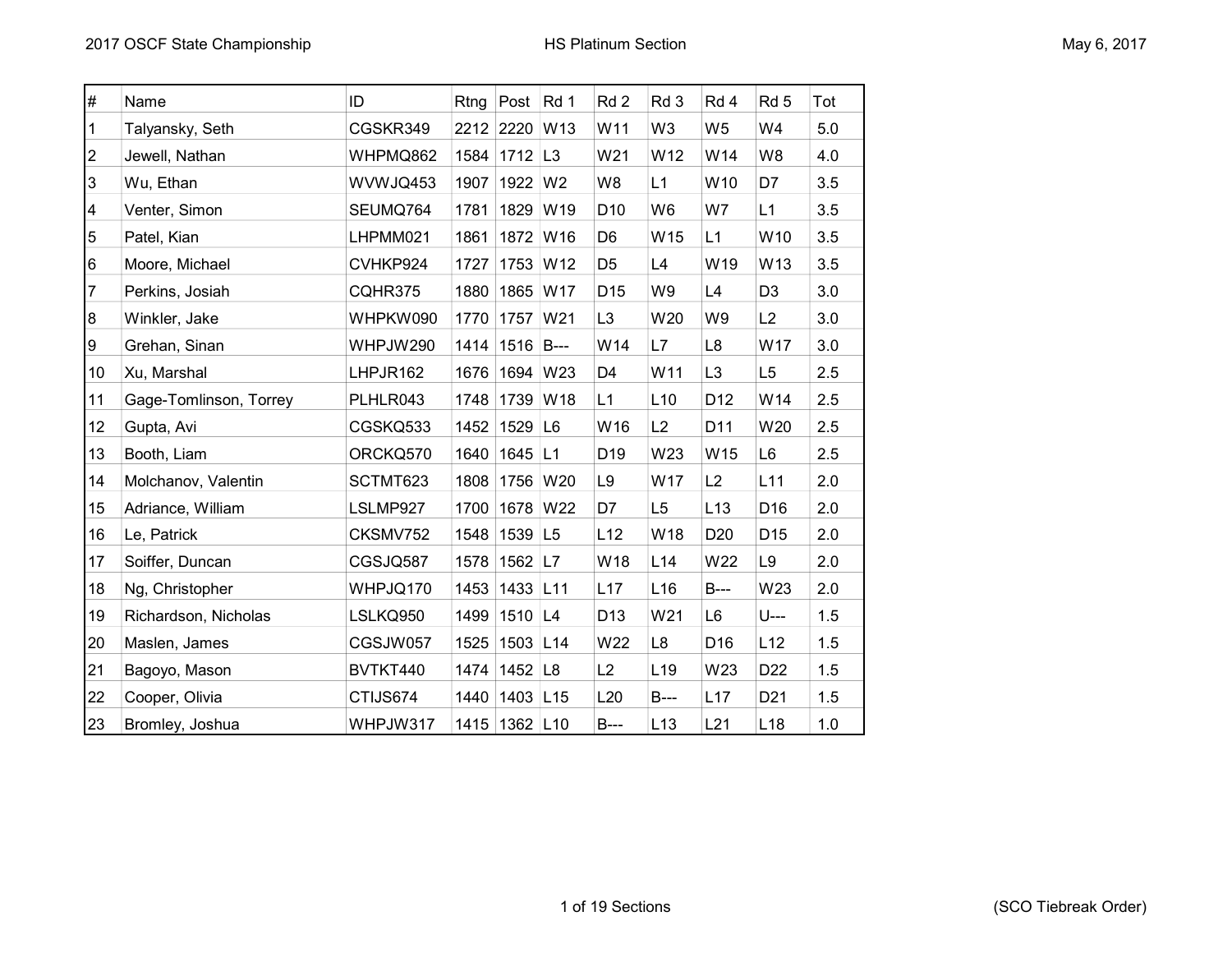| # | Name | ID | Rtng | Post | Rd 1 | Rd 2 | Rd 3 | Rd 4 | Rd 5 | Tot |
|---|---|---|---|---|---|---|---|---|---|---|
| 1 | Talyansky, Seth | CGSKR349 | 2212 | 2220 | W13 | W11 | W3 | W5 | W4 | 5.0 |
| 2 | Jewell, Nathan | WHPMQ862 | 1584 | 1712 | L3 | W21 | W12 | W14 | W8 | 4.0 |
| 3 | Wu, Ethan | WVWJQ453 | 1907 | 1922 | W2 | W8 | L1 | W10 | D7 | 3.5 |
| 4 | Venter, Simon | SEUMQ764 | 1781 | 1829 | W19 | D10 | W6 | W7 | L1 | 3.5 |
| 5 | Patel, Kian | LHPMM021 | 1861 | 1872 | W16 | D6 | W15 | L1 | W10 | 3.5 |
| 6 | Moore, Michael | CVHKP924 | 1727 | 1753 | W12 | D5 | L4 | W19 | W13 | 3.5 |
| 7 | Perkins, Josiah | CQHR375 | 1880 | 1865 | W17 | D15 | W9 | L4 | D3 | 3.0 |
| 8 | Winkler, Jake | WHPKW090 | 1770 | 1757 | W21 | L3 | W20 | W9 | L2 | 3.0 |
| 9 | Grehan, Sinan | WHPJW290 | 1414 | 1516 | B--- | W14 | L7 | L8 | W17 | 3.0 |
| 10 | Xu, Marshal | LHPJR162 | 1676 | 1694 | W23 | D4 | W11 | L3 | L5 | 2.5 |
| 11 | Gage-Tomlinson, Torrey | PLHLR043 | 1748 | 1739 | W18 | L1 | L10 | D12 | W14 | 2.5 |
| 12 | Gupta, Avi | CGSKQ533 | 1452 | 1529 | L6 | W16 | L2 | D11 | W20 | 2.5 |
| 13 | Booth, Liam | ORCKQ570 | 1640 | 1645 | L1 | D19 | W23 | W15 | L6 | 2.5 |
| 14 | Molchanov, Valentin | SCTMT623 | 1808 | 1756 | W20 | L9 | W17 | L2 | L11 | 2.0 |
| 15 | Adriance, William | LSLMP927 | 1700 | 1678 | W22 | D7 | L5 | L13 | D16 | 2.0 |
| 16 | Le, Patrick | CKSMV752 | 1548 | 1539 | L5 | L12 | W18 | D20 | D15 | 2.0 |
| 17 | Soiffer, Duncan | CGSJQ587 | 1578 | 1562 | L7 | W18 | L14 | W22 | L9 | 2.0 |
| 18 | Ng, Christopher | WHPJQ170 | 1453 | 1433 | L11 | L17 | L16 | B--- | W23 | 2.0 |
| 19 | Richardson, Nicholas | LSLKQ950 | 1499 | 1510 | L4 | D13 | W21 | L6 | U--- | 1.5 |
| 20 | Maslen, James | CGSJW057 | 1525 | 1503 | L14 | W22 | L8 | D16 | L12 | 1.5 |
| 21 | Bagoyo, Mason | BVTKT440 | 1474 | 1452 | L8 | L2 | L19 | W23 | D22 | 1.5 |
| 22 | Cooper, Olivia | CTIJS674 | 1440 | 1403 | L15 | L20 | B--- | L17 | D21 | 1.5 |
| 23 | Bromley, Joshua | WHPJW317 | 1415 | 1362 | L10 | B--- | L13 | L21 | L18 | 1.0 |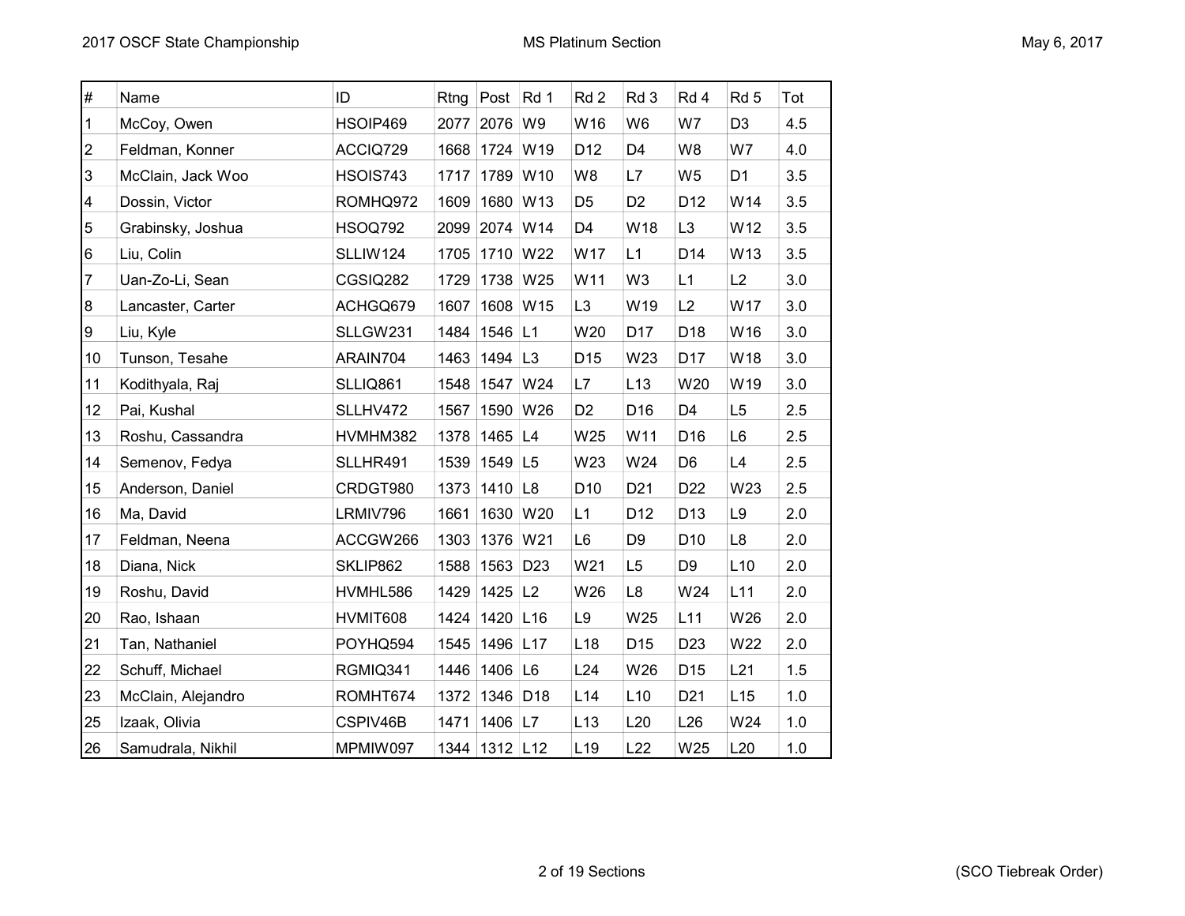# MS Platinum Section

2017 OSCF State Championship — May 6, 2017

| # | Name | ID | Rtng | Post | Rd 1 | Rd 2 | Rd 3 | Rd 4 | Rd 5 | Tot |
|---|---|---|---|---|---|---|---|---|---|---|
| 1 | McCoy, Owen | HSOIP469 | 2077 | 2076 | W9 | W16 | W6 | W7 | D3 | 4.5 |
| 2 | Feldman, Konner | ACCIQ729 | 1668 | 1724 | W19 | D12 | D4 | W8 | W7 | 4.0 |
| 3 | McClain, Jack Woo | HSOIS743 | 1717 | 1789 | W10 | W8 | L7 | W5 | D1 | 3.5 |
| 4 | Dossin, Victor | ROMHQ972 | 1609 | 1680 | W13 | D5 | D2 | D12 | W14 | 3.5 |
| 5 | Grabinsky, Joshua | HSOQ792 | 2099 | 2074 | W14 | D4 | W18 | L3 | W12 | 3.5 |
| 6 | Liu, Colin | SLLIW124 | 1705 | 1710 | W22 | W17 | L1 | D14 | W13 | 3.5 |
| 7 | Uan-Zo-Li, Sean | CGSIQ282 | 1729 | 1738 | W25 | W11 | W3 | L1 | L2 | 3.0 |
| 8 | Lancaster, Carter | ACHGQ679 | 1607 | 1608 | W15 | L3 | W19 | L2 | W17 | 3.0 |
| 9 | Liu, Kyle | SLLGW231 | 1484 | 1546 | L1 | W20 | D17 | D18 | W16 | 3.0 |
| 10 | Tunson, Tesahe | ARAIN704 | 1463 | 1494 | L3 | D15 | W23 | D17 | W18 | 3.0 |
| 11 | Kodithyala, Raj | SLLIQ861 | 1548 | 1547 | W24 | L7 | L13 | W20 | W19 | 3.0 |
| 12 | Pai, Kushal | SLLHV472 | 1567 | 1590 | W26 | D2 | D16 | D4 | L5 | 2.5 |
| 13 | Roshu, Cassandra | HVMHM382 | 1378 | 1465 | L4 | W25 | W11 | D16 | L6 | 2.5 |
| 14 | Semenov, Fedya | SLLHR491 | 1539 | 1549 | L5 | W23 | W24 | D6 | L4 | 2.5 |
| 15 | Anderson, Daniel | CRDGT980 | 1373 | 1410 | L8 | D10 | D21 | D22 | W23 | 2.5 |
| 16 | Ma, David | LRMIV796 | 1661 | 1630 | W20 | L1 | D12 | D13 | L9 | 2.0 |
| 17 | Feldman, Neena | ACCGW266 | 1303 | 1376 | W21 | L6 | D9 | D10 | L8 | 2.0 |
| 18 | Diana, Nick | SKLIP862 | 1588 | 1563 | D23 | W21 | L5 | D9 | L10 | 2.0 |
| 19 | Roshu, David | HVMHL586 | 1429 | 1425 | L2 | W26 | L8 | W24 | L11 | 2.0 |
| 20 | Rao, Ishaan | HVMIT608 | 1424 | 1420 | L16 | L9 | W25 | L11 | W26 | 2.0 |
| 21 | Tan, Nathaniel | POYHQ594 | 1545 | 1496 | L17 | L18 | D15 | D23 | W22 | 2.0 |
| 22 | Schuff, Michael | RGMIQ341 | 1446 | 1406 | L6 | L24 | W26 | D15 | L21 | 1.5 |
| 23 | McClain, Alejandro | ROMHT674 | 1372 | 1346 | D18 | L14 | L10 | D21 | L15 | 1.0 |
| 25 | Izaak, Olivia | CSPIV46B | 1471 | 1406 | L7 | L13 | L20 | L26 | W24 | 1.0 |
| 26 | Samudrala, Nikhil | MPMIW097 | 1344 | 1312 | L12 | L19 | L22 | W25 | L20 | 1.0 |

(SCO Tiebreak Order)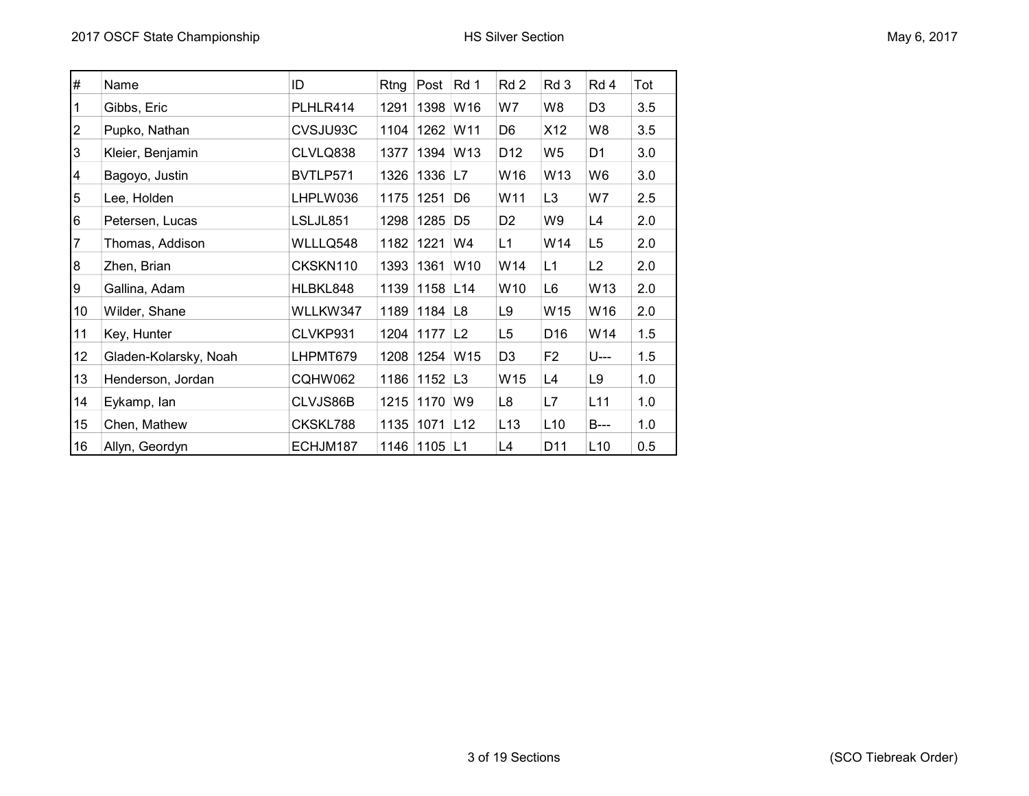| # | Name | ID | Rtng | Post | Rd 1 | Rd 2 | Rd 3 | Rd 4 | Tot |
|---|---|---|---|---|---|---|---|---|---|
| 1 | Gibbs, Eric | PLHLR414 | 1291 | 1398 | W16 | W7 | W8 | D3 | 3.5 |
| 2 | Pupko, Nathan | CVSJU93C | 1104 | 1262 | W11 | D6 | X12 | W8 | 3.5 |
| 3 | Kleier, Benjamin | CLVLQ838 | 1377 | 1394 | W13 | D12 | W5 | D1 | 3.0 |
| 4 | Bagoyo, Justin | BVTLP571 | 1326 | 1336 | L7 | W16 | W13 | W6 | 3.0 |
| 5 | Lee, Holden | LHPLW036 | 1175 | 1251 | D6 | W11 | L3 | W7 | 2.5 |
| 6 | Petersen, Lucas | LSLJL851 | 1298 | 1285 | D5 | D2 | W9 | L4 | 2.0 |
| 7 | Thomas, Addison | WLLLQ548 | 1182 | 1221 | W4 | L1 | W14 | L5 | 2.0 |
| 8 | Zhen, Brian | CKSKN110 | 1393 | 1361 | W10 | W14 | L1 | L2 | 2.0 |
| 9 | Gallina, Adam | HLBKL848 | 1139 | 1158 | L14 | W10 | L6 | W13 | 2.0 |
| 10 | Wilder, Shane | WLLKW347 | 1189 | 1184 | L8 | L9 | W15 | W16 | 2.0 |
| 11 | Key, Hunter | CLVKP931 | 1204 | 1177 | L2 | L5 | D16 | W14 | 1.5 |
| 12 | Gladen-Kolarsky, Noah | LHPMT679 | 1208 | 1254 | W15 | D3 | F2 | U--- | 1.5 |
| 13 | Henderson, Jordan | CQHW062 | 1186 | 1152 | L3 | W15 | L4 | L9 | 1.0 |
| 14 | Eykamp, Ian | CLVJS86B | 1215 | 1170 | W9 | L8 | L7 | L11 | 1.0 |
| 15 | Chen, Mathew | CKSKL788 | 1135 | 1071 | L12 | L13 | L10 | B--- | 1.0 |
| 16 | Allyn, Geordyn | ECHJM187 | 1146 | 1105 | L1 | L4 | D11 | L10 | 0.5 |

(SCO Tiebreak Order)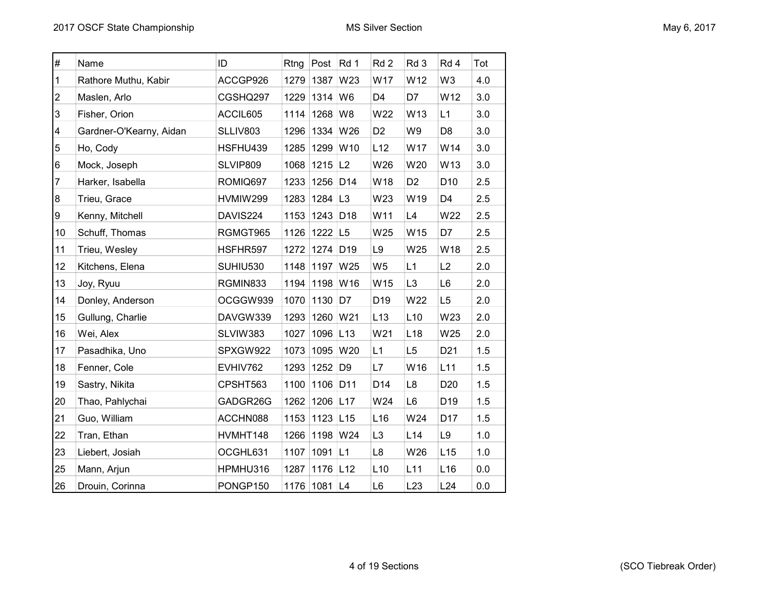2017 OSCF State Championship — MS Silver Section — May 6, 2017

| # | Name | ID | Rtng | Post | Rd 1 | Rd 2 | Rd 3 | Rd 4 | Tot |
|---|---|---|---|---|---|---|---|---|---|
| 1 | Rathore Muthu, Kabir | ACCGP926 | 1279 | 1387 | W23 | W17 | W12 | W3 | 4.0 |
| 2 | Maslen, Arlo | CGSHQ297 | 1229 | 1314 | W6 | D4 | D7 | W12 | 3.0 |
| 3 | Fisher, Orion | ACCIL605 | 1114 | 1268 | W8 | W22 | W13 | L1 | 3.0 |
| 4 | Gardner-O'Kearny, Aidan | SLLIV803 | 1296 | 1334 | W26 | D2 | W9 | D8 | 3.0 |
| 5 | Ho, Cody | HSFHU439 | 1285 | 1299 | W10 | L12 | W17 | W14 | 3.0 |
| 6 | Mock, Joseph | SLVIP809 | 1068 | 1215 | L2 | W26 | W20 | W13 | 3.0 |
| 7 | Harker, Isabella | ROMIQ697 | 1233 | 1256 | D14 | W18 | D2 | D10 | 2.5 |
| 8 | Trieu, Grace | HVMIW299 | 1283 | 1284 | L3 | W23 | W19 | D4 | 2.5 |
| 9 | Kenny, Mitchell | DAVIS224 | 1153 | 1243 | D18 | W11 | L4 | W22 | 2.5 |
| 10 | Schuff, Thomas | RGMGT965 | 1126 | 1222 | L5 | W25 | W15 | D7 | 2.5 |
| 11 | Trieu, Wesley | HSFHR597 | 1272 | 1274 | D19 | L9 | W25 | W18 | 2.5 |
| 12 | Kitchens, Elena | SUHIU530 | 1148 | 1197 | W25 | W5 | L1 | L2 | 2.0 |
| 13 | Joy, Ryuu | RGMIN833 | 1194 | 1198 | W16 | W15 | L3 | L6 | 2.0 |
| 14 | Donley, Anderson | OCGGW939 | 1070 | 1130 | D7 | D19 | W22 | L5 | 2.0 |
| 15 | Gullung, Charlie | DAVGW339 | 1293 | 1260 | W21 | L13 | L10 | W23 | 2.0 |
| 16 | Wei, Alex | SLVIW383 | 1027 | 1096 | L13 | W21 | L18 | W25 | 2.0 |
| 17 | Pasadhika, Uno | SPXGW922 | 1073 | 1095 | W20 | L1 | L5 | D21 | 1.5 |
| 18 | Fenner, Cole | EVHIV762 | 1293 | 1252 | D9 | L7 | W16 | L11 | 1.5 |
| 19 | Sastry, Nikita | CPSHT563 | 1100 | 1106 | D11 | D14 | L8 | D20 | 1.5 |
| 20 | Thao, Pahlychai | GADGR26G | 1262 | 1206 | L17 | W24 | L6 | D19 | 1.5 |
| 21 | Guo, William | ACCHN088 | 1153 | 1123 | L15 | L16 | W24 | D17 | 1.5 |
| 22 | Tran, Ethan | HVMHT148 | 1266 | 1198 | W24 | L3 | L14 | L9 | 1.0 |
| 23 | Liebert, Josiah | OCGHL631 | 1107 | 1091 | L1 | L8 | W26 | L15 | 1.0 |
| 25 | Mann, Arjun | HPMHU316 | 1287 | 1176 | L12 | L10 | L11 | L16 | 0.0 |
| 26 | Drouin, Corinna | PONGP150 | 1176 | 1081 | L4 | L6 | L23 | L24 | 0.0 |

(SCO Tiebreak Order)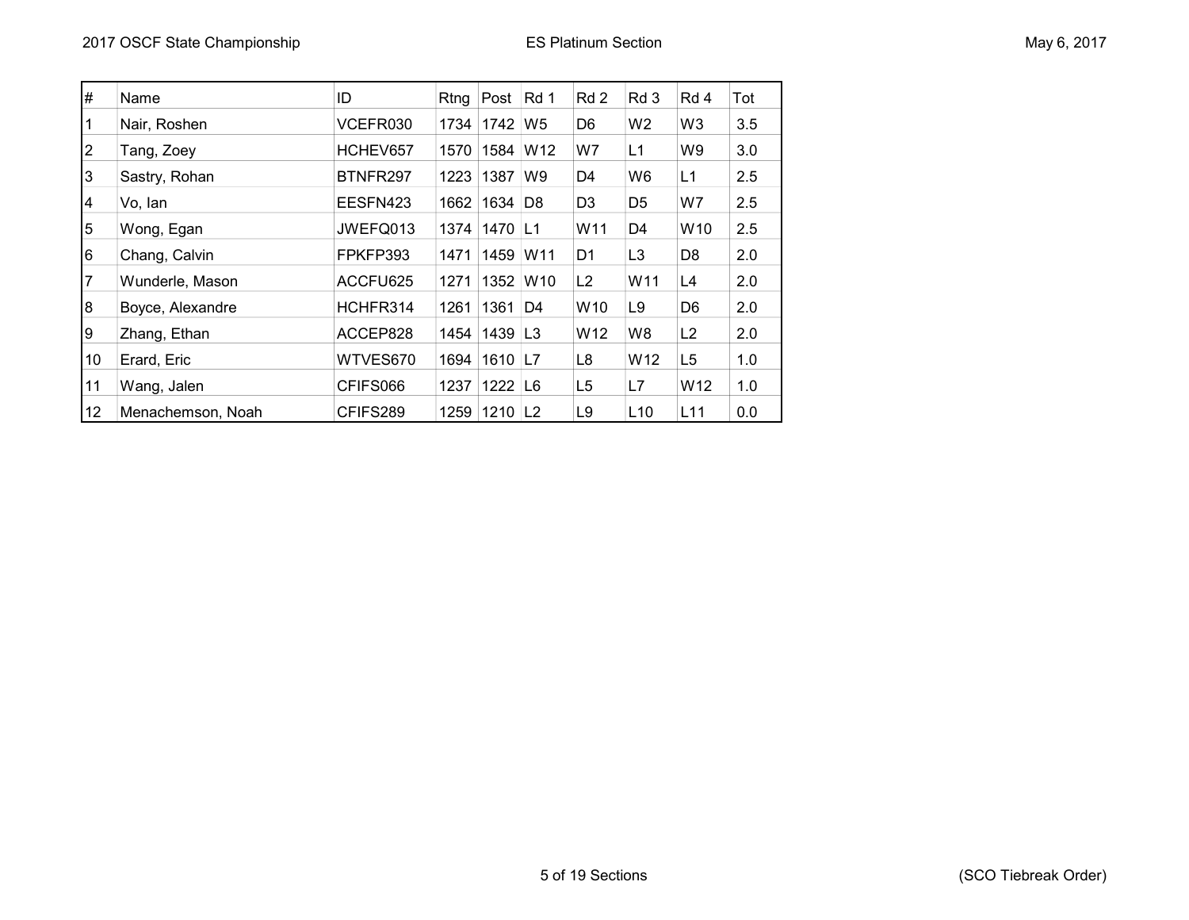## ES Platinum Section

| # | Name | ID | Rtng | Post | Rd 1 | Rd 2 | Rd 3 | Rd 4 | Tot |
|---|---|---|---|---|---|---|---|---|---|
| 1 | Nair, Roshen | VCEFR030 | 1734 | 1742 | W5 | D6 | W2 | W3 | 3.5 |
| 2 | Tang, Zoey | HCHEV657 | 1570 | 1584 | W12 | W7 | L1 | W9 | 3.0 |
| 3 | Sastry, Rohan | BTNFR297 | 1223 | 1387 | W9 | D4 | W6 | L1 | 2.5 |
| 4 | Vo, Ian | EESFN423 | 1662 | 1634 | D8 | D3 | D5 | W7 | 2.5 |
| 5 | Wong, Egan | JWEFQ013 | 1374 | 1470 | L1 | W11 | D4 | W10 | 2.5 |
| 6 | Chang, Calvin | FPKFP393 | 1471 | 1459 | W11 | D1 | L3 | D8 | 2.0 |
| 7 | Wunderle, Mason | ACCFU625 | 1271 | 1352 | W10 | L2 | W11 | L4 | 2.0 |
| 8 | Boyce, Alexandre | HCHFR314 | 1261 | 1361 | D4 | W10 | L9 | D6 | 2.0 |
| 9 | Zhang, Ethan | ACCEP828 | 1454 | 1439 | L3 | W12 | W8 | L2 | 2.0 |
| 10 | Erard, Eric | WTVES670 | 1694 | 1610 | L7 | L8 | W12 | L5 | 1.0 |
| 11 | Wang, Jalen | CFIFS066 | 1237 | 1222 | L6 | L5 | L7 | W12 | 1.0 |
| 12 | Menachemson, Noah | CFIFS289 | 1259 | 1210 | L2 | L9 | L10 | L11 | 0.0 |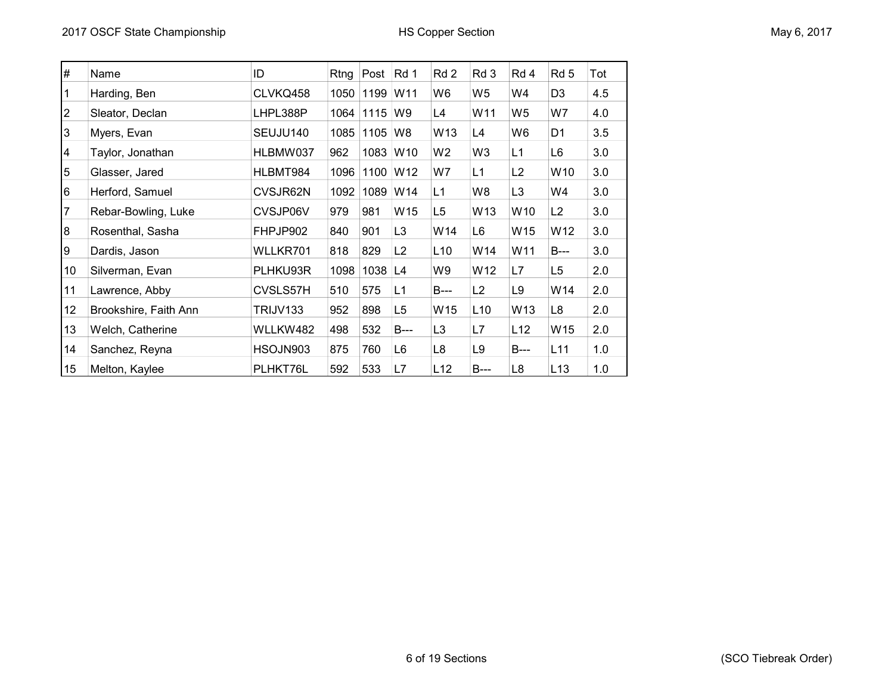## HS Copper Section

| # | Name | ID | Rtng | Post | Rd 1 | Rd 2 | Rd 3 | Rd 4 | Rd 5 | Tot |
|---|---|---|---|---|---|---|---|---|---|---|
| 1 | Harding, Ben | CLVKQ458 | 1050 | 1199 | W11 | W6 | W5 | W4 | D3 | 4.5 |
| 2 | Sleator, Declan | LHPL388P | 1064 | 1115 | W9 | L4 | W11 | W5 | W7 | 4.0 |
| 3 | Myers, Evan | SEUJU140 | 1085 | 1105 | W8 | W13 | L4 | W6 | D1 | 3.5 |
| 4 | Taylor, Jonathan | HLBMW037 | 962 | 1083 | W10 | W2 | W3 | L1 | L6 | 3.0 |
| 5 | Glasser, Jared | HLBMT984 | 1096 | 1100 | W12 | W7 | L1 | L2 | W10 | 3.0 |
| 6 | Herford, Samuel | CVSJR62N | 1092 | 1089 | W14 | L1 | W8 | L3 | W4 | 3.0 |
| 7 | Rebar-Bowling, Luke | CVSJP06V | 979 | 981 | W15 | L5 | W13 | W10 | L2 | 3.0 |
| 8 | Rosenthal, Sasha | FHPJP902 | 840 | 901 | L3 | W14 | L6 | W15 | W12 | 3.0 |
| 9 | Dardis, Jason | WLLKR701 | 818 | 829 | L2 | L10 | W14 | W11 | B--- | 3.0 |
| 10 | Silverman, Evan | PLHKU93R | 1098 | 1038 | L4 | W9 | W12 | L7 | L5 | 2.0 |
| 11 | Lawrence, Abby | CVSLS57H | 510 | 575 | L1 | B--- | L2 | L9 | W14 | 2.0 |
| 12 | Brookshire, Faith Ann | TRIJV133 | 952 | 898 | L5 | W15 | L10 | W13 | L8 | 2.0 |
| 13 | Welch, Catherine | WLLKW482 | 498 | 532 | B--- | L3 | L7 | L12 | W15 | 2.0 |
| 14 | Sanchez, Reyna | HSOJN903 | 875 | 760 | L6 | L8 | L9 | B--- | L11 | 1.0 |
| 15 | Melton, Kaylee | PLHKT76L | 592 | 533 | L7 | L12 | B--- | L8 | L13 | 1.0 |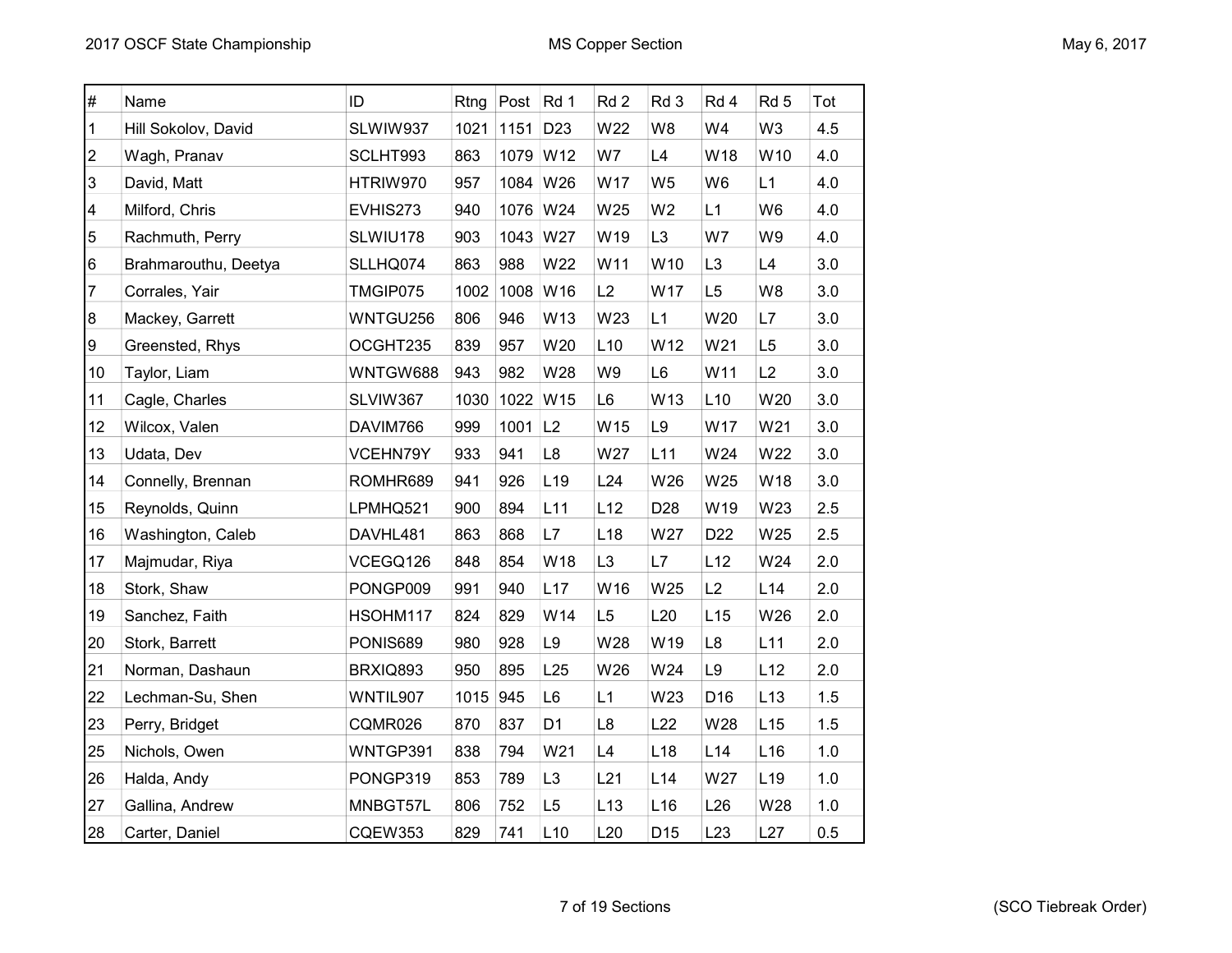| # | Name | ID | Rtng | Post | Rd 1 | Rd 2 | Rd 3 | Rd 4 | Rd 5 | Tot |
|---|---|---|---|---|---|---|---|---|---|---|
| 1 | Hill Sokolov, David | SLWIW937 | 1021 | 1151 | D23 | W22 | W8 | W4 | W3 | 4.5 |
| 2 | Wagh, Pranav | SCLHT993 | 863 | 1079 | W12 | W7 | L4 | W18 | W10 | 4.0 |
| 3 | David, Matt | HTRIW970 | 957 | 1084 | W26 | W17 | W5 | W6 | L1 | 4.0 |
| 4 | Milford, Chris | EVHIS273 | 940 | 1076 | W24 | W25 | W2 | L1 | W6 | 4.0 |
| 5 | Rachmuth, Perry | SLWIU178 | 903 | 1043 | W27 | W19 | L3 | W7 | W9 | 4.0 |
| 6 | Brahmarouthu, Deetya | SLLHQ074 | 863 | 988 | W22 | W11 | W10 | L3 | L4 | 3.0 |
| 7 | Corrales, Yair | TMGIP075 | 1002 | 1008 | W16 | L2 | W17 | L5 | W8 | 3.0 |
| 8 | Mackey, Garrett | WNTGU256 | 806 | 946 | W13 | W23 | L1 | W20 | L7 | 3.0 |
| 9 | Greensted, Rhys | OCGHT235 | 839 | 957 | W20 | L10 | W12 | W21 | L5 | 3.0 |
| 10 | Taylor, Liam | WNTGW688 | 943 | 982 | W28 | W9 | L6 | W11 | L2 | 3.0 |
| 11 | Cagle, Charles | SLVIW367 | 1030 | 1022 | W15 | L6 | W13 | L10 | W20 | 3.0 |
| 12 | Wilcox, Valen | DAVIM766 | 999 | 1001 | L2 | W15 | L9 | W17 | W21 | 3.0 |
| 13 | Udata, Dev | VCEHN79Y | 933 | 941 | L8 | W27 | L11 | W24 | W22 | 3.0 |
| 14 | Connelly, Brennan | ROMHR689 | 941 | 926 | L19 | L24 | W26 | W25 | W18 | 3.0 |
| 15 | Reynolds, Quinn | LPMHQ521 | 900 | 894 | L11 | L12 | D28 | W19 | W23 | 2.5 |
| 16 | Washington, Caleb | DAVHL481 | 863 | 868 | L7 | L18 | W27 | D22 | W25 | 2.5 |
| 17 | Majmudar, Riya | VCEGQ126 | 848 | 854 | W18 | L3 | L7 | L12 | W24 | 2.0 |
| 18 | Stork, Shaw | PONGP009 | 991 | 940 | L17 | W16 | W25 | L2 | L14 | 2.0 |
| 19 | Sanchez, Faith | HSOHM117 | 824 | 829 | W14 | L5 | L20 | L15 | W26 | 2.0 |
| 20 | Stork, Barrett | PONIS689 | 980 | 928 | L9 | W28 | W19 | L8 | L11 | 2.0 |
| 21 | Norman, Dashaun | BRXIQ893 | 950 | 895 | L25 | W26 | W24 | L9 | L12 | 2.0 |
| 22 | Lechman-Su, Shen | WNTIL907 | 1015 | 945 | L6 | L1 | W23 | D16 | L13 | 1.5 |
| 23 | Perry, Bridget | CQMR026 | 870 | 837 | D1 | L8 | L22 | W28 | L15 | 1.5 |
| 25 | Nichols, Owen | WNTGP391 | 838 | 794 | W21 | L4 | L18 | L14 | L16 | 1.0 |
| 26 | Halda, Andy | PONGP319 | 853 | 789 | L3 | L21 | L14 | W27 | L19 | 1.0 |
| 27 | Gallina, Andrew | MNBGT57L | 806 | 752 | L5 | L13 | L16 | L26 | W28 | 1.0 |
| 28 | Carter, Daniel | CQEW353 | 829 | 741 | L10 | L20 | D15 | L23 | L27 | 0.5 |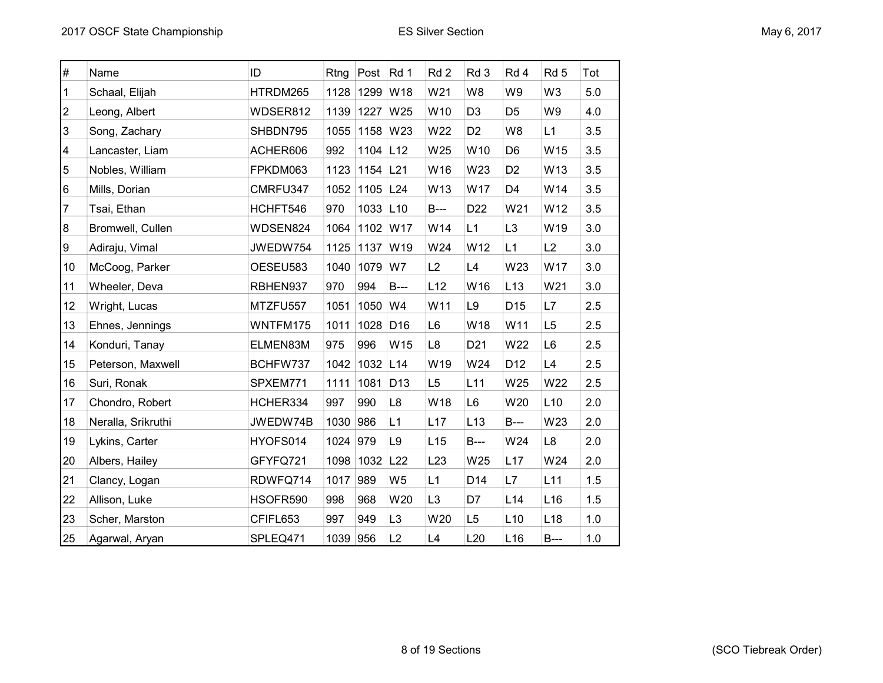2017 OSCF State Championship

ES Silver Section

May 6, 2017

| # | Name | ID | Rtng | Post | Rd 1 | Rd 2 | Rd 3 | Rd 4 | Rd 5 | Tot |
|---|---|---|---|---|---|---|---|---|---|---|
| 1 | Schaal, Elijah | HTRDM265 | 1128 | 1299 | W18 | W21 | W8 | W9 | W3 | 5.0 |
| 2 | Leong, Albert | WDSER812 | 1139 | 1227 | W25 | W10 | D3 | D5 | W9 | 4.0 |
| 3 | Song, Zachary | SHBDN795 | 1055 | 1158 | W23 | W22 | D2 | W8 | L1 | 3.5 |
| 4 | Lancaster, Liam | ACHER606 | 992 | 1104 | L12 | W25 | W10 | D6 | W15 | 3.5 |
| 5 | Nobles, William | FPKDM063 | 1123 | 1154 | L21 | W16 | W23 | D2 | W13 | 3.5 |
| 6 | Mills, Dorian | CMRFU347 | 1052 | 1105 | L24 | W13 | W17 | D4 | W14 | 3.5 |
| 7 | Tsai, Ethan | HCHFT546 | 970 | 1033 | L10 | B--- | D22 | W21 | W12 | 3.5 |
| 8 | Bromwell, Cullen | WDSEN824 | 1064 | 1102 | W17 | W14 | L1 | L3 | W19 | 3.0 |
| 9 | Adiraju, Vimal | JWEDW754 | 1125 | 1137 | W19 | W24 | W12 | L1 | L2 | 3.0 |
| 10 | McCoog, Parker | OESEU583 | 1040 | 1079 | W7 | L2 | L4 | W23 | W17 | 3.0 |
| 11 | Wheeler, Deva | RBHEN937 | 970 | 994 | B--- | L12 | W16 | L13 | W21 | 3.0 |
| 12 | Wright, Lucas | MTZFU557 | 1051 | 1050 | W4 | W11 | L9 | D15 | L7 | 2.5 |
| 13 | Ehnes, Jennings | WNTFM175 | 1011 | 1028 | D16 | L6 | W18 | W11 | L5 | 2.5 |
| 14 | Konduri, Tanay | ELMEN83M | 975 | 996 | W15 | L8 | D21 | W22 | L6 | 2.5 |
| 15 | Peterson, Maxwell | BCHFW737 | 1042 | 1032 | L14 | W19 | W24 | D12 | L4 | 2.5 |
| 16 | Suri, Ronak | SPXEM771 | 1111 | 1081 | D13 | L5 | L11 | W25 | W22 | 2.5 |
| 17 | Chondro, Robert | HCHER334 | 997 | 990 | L8 | W18 | L6 | W20 | L10 | 2.0 |
| 18 | Neralla, Srikruthi | JWEDW74B | 1030 | 986 | L1 | L17 | L13 | B--- | W23 | 2.0 |
| 19 | Lykins, Carter | HYOFS014 | 1024 | 979 | L9 | L15 | B--- | W24 | L8 | 2.0 |
| 20 | Albers, Hailey | GFYFQ721 | 1098 | 1032 | L22 | L23 | W25 | L17 | W24 | 2.0 |
| 21 | Clancy, Logan | RDWFQ714 | 1017 | 989 | W5 | L1 | D14 | L7 | L11 | 1.5 |
| 22 | Allison, Luke | HSOFR590 | 998 | 968 | W20 | L3 | D7 | L14 | L16 | 1.5 |
| 23 | Scher, Marston | CFIFL653 | 997 | 949 | L3 | W20 | L5 | L10 | L18 | 1.0 |
| 25 | Agarwal, Aryan | SPLEQ471 | 1039 | 956 | L2 | L4 | L20 | L16 | B--- | 1.0 |

(SCO Tiebreak Order)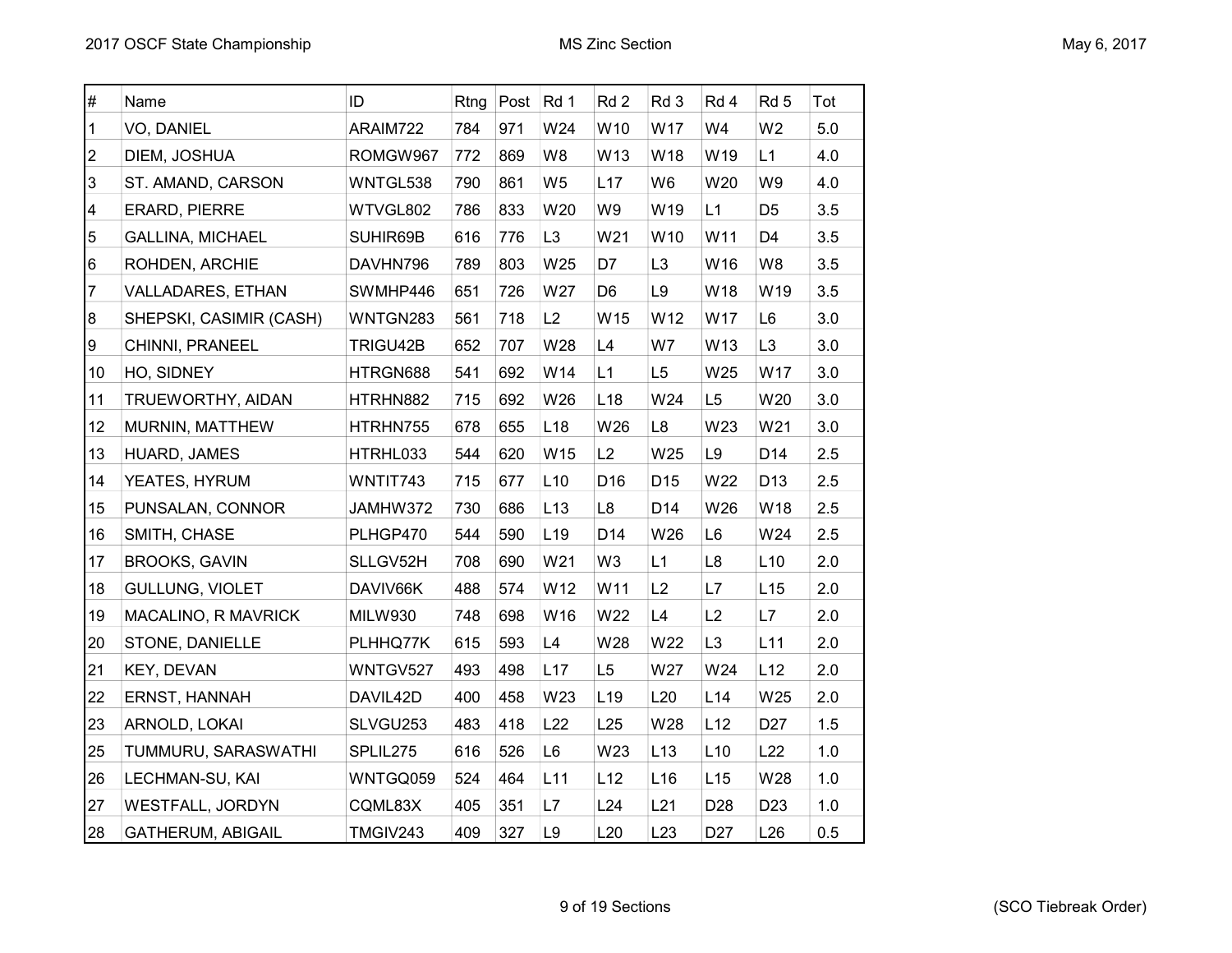2017 OSCF State Championship

MS Zinc Section

May 6, 2017

| # | Name | ID | Rtng | Post | Rd 1 | Rd 2 | Rd 3 | Rd 4 | Rd 5 | Tot |
|---|---|---|---|---|---|---|---|---|---|---|
| 1 | VO, DANIEL | ARAIM722 | 784 | 971 | W24 | W10 | W17 | W4 | W2 | 5.0 |
| 2 | DIEM, JOSHUA | ROMGW967 | 772 | 869 | W8 | W13 | W18 | W19 | L1 | 4.0 |
| 3 | ST. AMAND, CARSON | WNTGL538 | 790 | 861 | W5 | L17 | W6 | W20 | W9 | 4.0 |
| 4 | ERARD, PIERRE | WTVGL802 | 786 | 833 | W20 | W9 | W19 | L1 | D5 | 3.5 |
| 5 | GALLINA, MICHAEL | SUHIR69B | 616 | 776 | L3 | W21 | W10 | W11 | D4 | 3.5 |
| 6 | ROHDEN, ARCHIE | DAVHN796 | 789 | 803 | W25 | D7 | L3 | W16 | W8 | 3.5 |
| 7 | VALLADARES, ETHAN | SWMHP446 | 651 | 726 | W27 | D6 | L9 | W18 | W19 | 3.5 |
| 8 | SHEPSKI, CASIMIR (CASH) | WNTGN283 | 561 | 718 | L2 | W15 | W12 | W17 | L6 | 3.0 |
| 9 | CHINNI, PRANEEL | TRIGU42B | 652 | 707 | W28 | L4 | W7 | W13 | L3 | 3.0 |
| 10 | HO, SIDNEY | HTRGN688 | 541 | 692 | W14 | L1 | L5 | W25 | W17 | 3.0 |
| 11 | TRUEWORTHY, AIDAN | HTRHN882 | 715 | 692 | W26 | L18 | W24 | L5 | W20 | 3.0 |
| 12 | MURNIN, MATTHEW | HTRHN755 | 678 | 655 | L18 | W26 | L8 | W23 | W21 | 3.0 |
| 13 | HUARD, JAMES | HTRHL033 | 544 | 620 | W15 | L2 | W25 | L9 | D14 | 2.5 |
| 14 | YEATES, HYRUM | WNTIT743 | 715 | 677 | L10 | D16 | D15 | W22 | D13 | 2.5 |
| 15 | PUNSALAN, CONNOR | JAMHW372 | 730 | 686 | L13 | L8 | D14 | W26 | W18 | 2.5 |
| 16 | SMITH, CHASE | PLHGP470 | 544 | 590 | L19 | D14 | W26 | L6 | W24 | 2.5 |
| 17 | BROOKS, GAVIN | SLLGV52H | 708 | 690 | W21 | W3 | L1 | L8 | L10 | 2.0 |
| 18 | GULLUNG, VIOLET | DAVIV66K | 488 | 574 | W12 | W11 | L2 | L7 | L15 | 2.0 |
| 19 | MACALINO, R MAVRICK | MILW930 | 748 | 698 | W16 | W22 | L4 | L2 | L7 | 2.0 |
| 20 | STONE, DANIELLE | PLHHQ77K | 615 | 593 | L4 | W28 | W22 | L3 | L11 | 2.0 |
| 21 | KEY, DEVAN | WNTGV527 | 493 | 498 | L17 | L5 | W27 | W24 | L12 | 2.0 |
| 22 | ERNST, HANNAH | DAVIL42D | 400 | 458 | W23 | L19 | L20 | L14 | W25 | 2.0 |
| 23 | ARNOLD, LOKAI | SLVGU253 | 483 | 418 | L22 | L25 | W28 | L12 | D27 | 1.5 |
| 25 | TUMMURU, SARASWATHI | SPLIL275 | 616 | 526 | L6 | W23 | L13 | L10 | L22 | 1.0 |
| 26 | LECHMAN-SU, KAI | WNTGQ059 | 524 | 464 | L11 | L12 | L16 | L15 | W28 | 1.0 |
| 27 | WESTFALL, JORDYN | CQML83X | 405 | 351 | L7 | L24 | L21 | D28 | D23 | 1.0 |
| 28 | GATHERUM, ABIGAIL | TMGIV243 | 409 | 327 | L9 | L20 | L23 | D27 | L26 | 0.5 |

(SCO Tiebreak Order)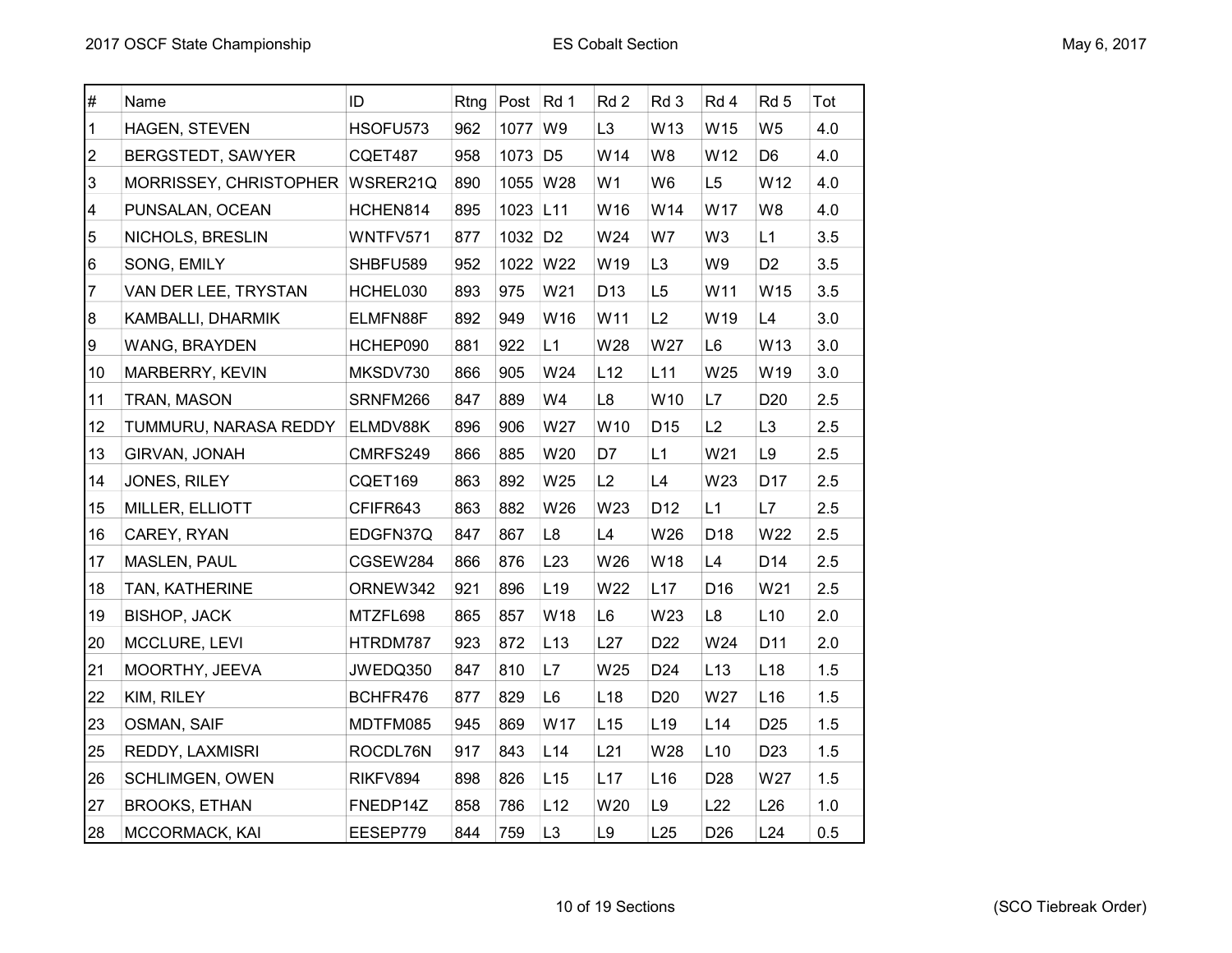2017 OSCF State Championship

ES Cobalt Section

May 6, 2017

| # | Name | ID | Rtng | Post | Rd 1 | Rd 2 | Rd 3 | Rd 4 | Rd 5 | Tot |
|---|---|---|---|---|---|---|---|---|---|---|
| 1 | HAGEN, STEVEN | HSOFU573 | 962 | 1077 | W9 | L3 | W13 | W15 | W5 | 4.0 |
| 2 | BERGSTEDT, SAWYER | CQET487 | 958 | 1073 | D5 | W14 | W8 | W12 | D6 | 4.0 |
| 3 | MORRISSEY, CHRISTOPHER | WSRER21Q | 890 | 1055 | W28 | W1 | W6 | L5 | W12 | 4.0 |
| 4 | PUNSALAN, OCEAN | HCHEN814 | 895 | 1023 | L11 | W16 | W14 | W17 | W8 | 4.0 |
| 5 | NICHOLS, BRESLIN | WNTFV571 | 877 | 1032 | D2 | W24 | W7 | W3 | L1 | 3.5 |
| 6 | SONG, EMILY | SHBFU589 | 952 | 1022 | W22 | W19 | L3 | W9 | D2 | 3.5 |
| 7 | VAN DER LEE, TRYSTAN | HCHEL030 | 893 | 975 | W21 | D13 | L5 | W11 | W15 | 3.5 |
| 8 | KAMBALLI, DHARMIK | ELMFN88F | 892 | 949 | W16 | W11 | L2 | W19 | L4 | 3.0 |
| 9 | WANG, BRAYDEN | HCHEP090 | 881 | 922 | L1 | W28 | W27 | L6 | W13 | 3.0 |
| 10 | MARBERRY, KEVIN | MKSDV730 | 866 | 905 | W24 | L12 | L11 | W25 | W19 | 3.0 |
| 11 | TRAN, MASON | SRNFM266 | 847 | 889 | W4 | L8 | W10 | L7 | D20 | 2.5 |
| 12 | TUMMURU, NARASA REDDY | ELMDV88K | 896 | 906 | W27 | W10 | D15 | L2 | L3 | 2.5 |
| 13 | GIRVAN, JONAH | CMRFS249 | 866 | 885 | W20 | D7 | L1 | W21 | L9 | 2.5 |
| 14 | JONES, RILEY | CQET169 | 863 | 892 | W25 | L2 | L4 | W23 | D17 | 2.5 |
| 15 | MILLER, ELLIOTT | CFIFR643 | 863 | 882 | W26 | W23 | D12 | L1 | L7 | 2.5 |
| 16 | CAREY, RYAN | EDGFN37Q | 847 | 867 | L8 | L4 | W26 | D18 | W22 | 2.5 |
| 17 | MASLEN, PAUL | CGSEW284 | 866 | 876 | L23 | W26 | W18 | L4 | D14 | 2.5 |
| 18 | TAN, KATHERINE | ORNEW342 | 921 | 896 | L19 | W22 | L17 | D16 | W21 | 2.5 |
| 19 | BISHOP, JACK | MTZFL698 | 865 | 857 | W18 | L6 | W23 | L8 | L10 | 2.0 |
| 20 | MCCLURE, LEVI | HTRDM787 | 923 | 872 | L13 | L27 | D22 | W24 | D11 | 2.0 |
| 21 | MOORTHY, JEEVA | JWEDQ350 | 847 | 810 | L7 | W25 | D24 | L13 | L18 | 1.5 |
| 22 | KIM, RILEY | BCHFR476 | 877 | 829 | L6 | L18 | D20 | W27 | L16 | 1.5 |
| 23 | OSMAN, SAIF | MDTFM085 | 945 | 869 | W17 | L15 | L19 | L14 | D25 | 1.5 |
| 25 | REDDY, LAXMISRI | ROCDL76N | 917 | 843 | L14 | L21 | W28 | L10 | D23 | 1.5 |
| 26 | SCHLIMGEN, OWEN | RIKFV894 | 898 | 826 | L15 | L17 | L16 | D28 | W27 | 1.5 |
| 27 | BROOKS, ETHAN | FNEDP14Z | 858 | 786 | L12 | W20 | L9 | L22 | L26 | 1.0 |
| 28 | MCCORMACK, KAI | EESEP779 | 844 | 759 | L3 | L9 | L25 | D26 | L24 | 0.5 |

(SCO Tiebreak Order)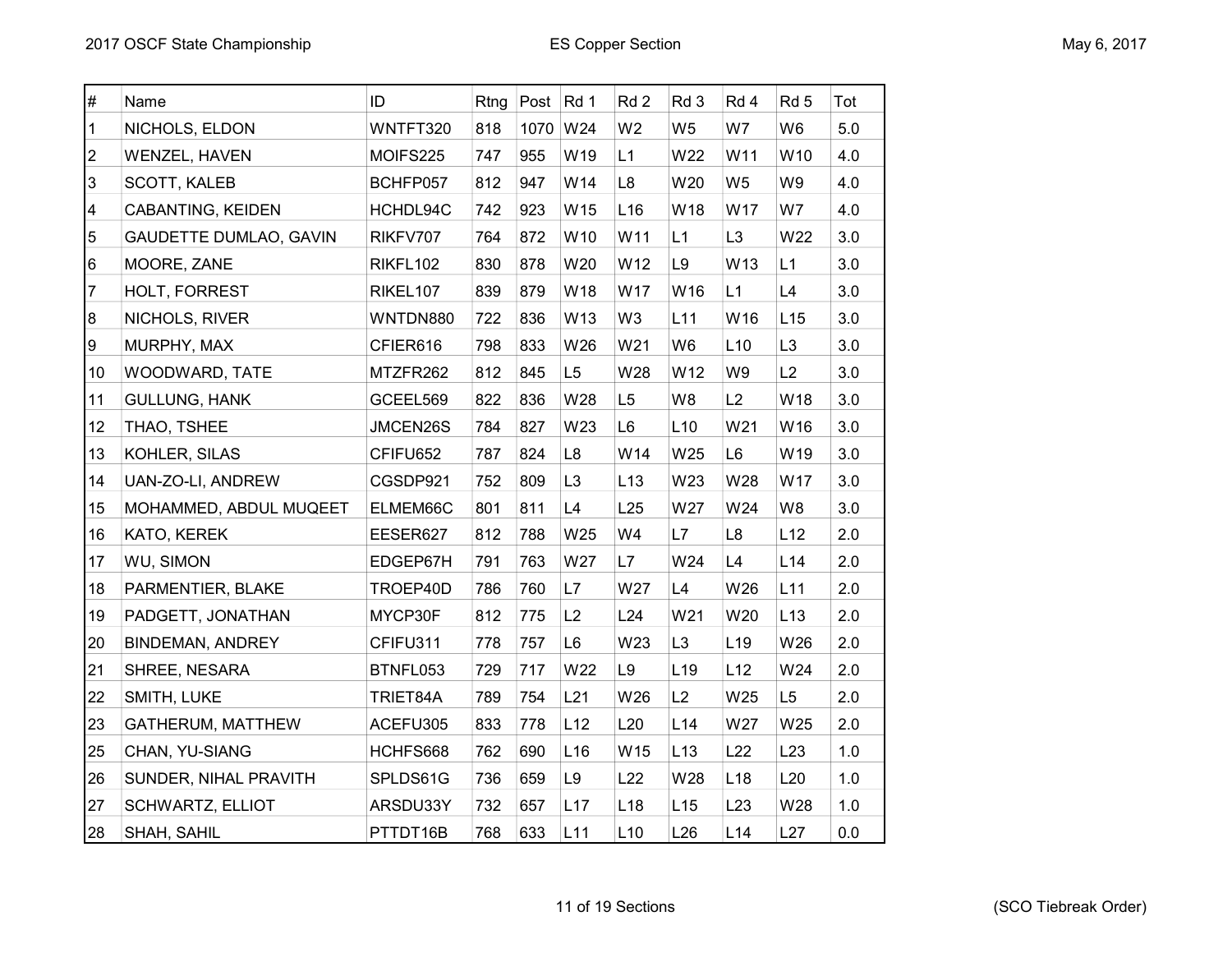2017 OSCF State Championship

ES Copper Section

May 6, 2017

| # | Name | ID | Rtng | Post | Rd 1 | Rd 2 | Rd 3 | Rd 4 | Rd 5 | Tot |
|---|---|---|---|---|---|---|---|---|---|---|
| 1 | NICHOLS, ELDON | WNTFT320 | 818 | 1070 | W24 | W2 | W5 | W7 | W6 | 5.0 |
| 2 | WENZEL, HAVEN | MOIFS225 | 747 | 955 | W19 | L1 | W22 | W11 | W10 | 4.0 |
| 3 | SCOTT, KALEB | BCHFP057 | 812 | 947 | W14 | L8 | W20 | W5 | W9 | 4.0 |
| 4 | CABANTING, KEIDEN | HCHDL94C | 742 | 923 | W15 | L16 | W18 | W17 | W7 | 4.0 |
| 5 | GAUDETTE DUMLAO, GAVIN | RIKFV707 | 764 | 872 | W10 | W11 | L1 | L3 | W22 | 3.0 |
| 6 | MOORE, ZANE | RIKFL102 | 830 | 878 | W20 | W12 | L9 | W13 | L1 | 3.0 |
| 7 | HOLT, FORREST | RIKEL107 | 839 | 879 | W18 | W17 | W16 | L1 | L4 | 3.0 |
| 8 | NICHOLS, RIVER | WNTDN880 | 722 | 836 | W13 | W3 | L11 | W16 | L15 | 3.0 |
| 9 | MURPHY, MAX | CFIER616 | 798 | 833 | W26 | W21 | W6 | L10 | L3 | 3.0 |
| 10 | WOODWARD, TATE | MTZFR262 | 812 | 845 | L5 | W28 | W12 | W9 | L2 | 3.0 |
| 11 | GULLUNG, HANK | GCEEL569 | 822 | 836 | W28 | L5 | W8 | L2 | W18 | 3.0 |
| 12 | THAO, TSHEE | JMCEN26S | 784 | 827 | W23 | L6 | L10 | W21 | W16 | 3.0 |
| 13 | KOHLER, SILAS | CFIFU652 | 787 | 824 | L8 | W14 | W25 | L6 | W19 | 3.0 |
| 14 | UAN-ZO-LI, ANDREW | CGSDP921 | 752 | 809 | L3 | L13 | W23 | W28 | W17 | 3.0 |
| 15 | MOHAMMED, ABDUL MUQEET | ELMEM66C | 801 | 811 | L4 | L25 | W27 | W24 | W8 | 3.0 |
| 16 | KATO, KEREK | EESER627 | 812 | 788 | W25 | W4 | L7 | L8 | L12 | 2.0 |
| 17 | WU, SIMON | EDGEP67H | 791 | 763 | W27 | L7 | W24 | L4 | L14 | 2.0 |
| 18 | PARMENTIER, BLAKE | TROEP40D | 786 | 760 | L7 | W27 | L4 | W26 | L11 | 2.0 |
| 19 | PADGETT, JONATHAN | MYCP30F | 812 | 775 | L2 | L24 | W21 | W20 | L13 | 2.0 |
| 20 | BINDEMAN, ANDREY | CFIFU311 | 778 | 757 | L6 | W23 | L3 | L19 | W26 | 2.0 |
| 21 | SHREE, NESARA | BTNFL053 | 729 | 717 | W22 | L9 | L19 | L12 | W24 | 2.0 |
| 22 | SMITH, LUKE | TRIET84A | 789 | 754 | L21 | W26 | L2 | W25 | L5 | 2.0 |
| 23 | GATHERUM, MATTHEW | ACEFU305 | 833 | 778 | L12 | L20 | L14 | W27 | W25 | 2.0 |
| 25 | CHAN, YU-SIANG | HCHFS668 | 762 | 690 | L16 | W15 | L13 | L22 | L23 | 1.0 |
| 26 | SUNDER, NIHAL PRAVITH | SPLDS61G | 736 | 659 | L9 | L22 | W28 | L18 | L20 | 1.0 |
| 27 | SCHWARTZ, ELLIOT | ARSDU33Y | 732 | 657 | L17 | L18 | L15 | L23 | W28 | 1.0 |
| 28 | SHAH, SAHIL | PTTDT16B | 768 | 633 | L11 | L10 | L26 | L14 | L27 | 0.0 |

(SCO Tiebreak Order)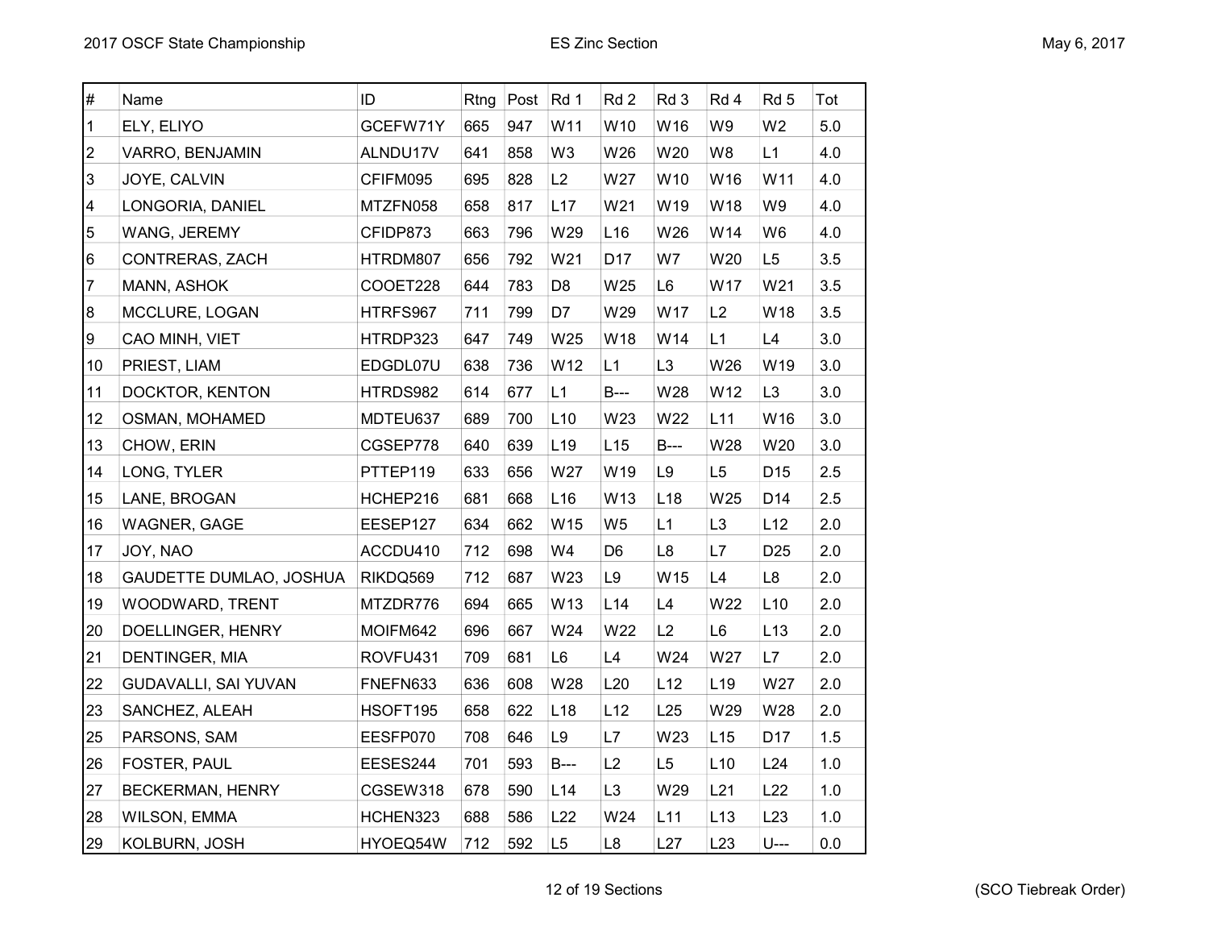# 2017 OSCF State Championship — ES Zinc Section

May 6, 2017

| # | Name | ID | Rtng | Post | Rd 1 | Rd 2 | Rd 3 | Rd 4 | Rd 5 | Tot |
|---|---|---|---|---|---|---|---|---|---|---|
| 1 | ELY, ELIYO | GCEFW71Y | 665 | 947 | W11 | W10 | W16 | W9 | W2 | 5.0 |
| 2 | VARRO, BENJAMIN | ALNDU17V | 641 | 858 | W3 | W26 | W20 | W8 | L1 | 4.0 |
| 3 | JOYE, CALVIN | CFIFM095 | 695 | 828 | L2 | W27 | W10 | W16 | W11 | 4.0 |
| 4 | LONGORIA, DANIEL | MTZFN058 | 658 | 817 | L17 | W21 | W19 | W18 | W9 | 4.0 |
| 5 | WANG, JEREMY | CFIDP873 | 663 | 796 | W29 | L16 | W26 | W14 | W6 | 4.0 |
| 6 | CONTRERAS, ZACH | HTRDM807 | 656 | 792 | W21 | D17 | W7 | W20 | L5 | 3.5 |
| 7 | MANN, ASHOK | COOET228 | 644 | 783 | D8 | W25 | L6 | W17 | W21 | 3.5 |
| 8 | MCCLURE, LOGAN | HTRFS967 | 711 | 799 | D7 | W29 | W17 | L2 | W18 | 3.5 |
| 9 | CAO MINH, VIET | HTRDP323 | 647 | 749 | W25 | W18 | W14 | L1 | L4 | 3.0 |
| 10 | PRIEST, LIAM | EDGDL07U | 638 | 736 | W12 | L1 | L3 | W26 | W19 | 3.0 |
| 11 | DOCKTOR, KENTON | HTRDS982 | 614 | 677 | L1 | B--- | W28 | W12 | L3 | 3.0 |
| 12 | OSMAN, MOHAMED | MDTEU637 | 689 | 700 | L10 | W23 | W22 | L11 | W16 | 3.0 |
| 13 | CHOW, ERIN | CGSEP778 | 640 | 639 | L19 | L15 | B--- | W28 | W20 | 3.0 |
| 14 | LONG, TYLER | PTTEP119 | 633 | 656 | W27 | W19 | L9 | L5 | D15 | 2.5 |
| 15 | LANE, BROGAN | HCHEP216 | 681 | 668 | L16 | W13 | L18 | W25 | D14 | 2.5 |
| 16 | WAGNER, GAGE | EESEP127 | 634 | 662 | W15 | W5 | L1 | L3 | L12 | 2.0 |
| 17 | JOY, NAO | ACCDU410 | 712 | 698 | W4 | D6 | L8 | L7 | D25 | 2.0 |
| 18 | GAUDETTE DUMLAO, JOSHUA | RIKDQ569 | 712 | 687 | W23 | L9 | W15 | L4 | L8 | 2.0 |
| 19 | WOODWARD, TRENT | MTZDR776 | 694 | 665 | W13 | L14 | L4 | W22 | L10 | 2.0 |
| 20 | DOELLINGER, HENRY | MOIFM642 | 696 | 667 | W24 | W22 | L2 | L6 | L13 | 2.0 |
| 21 | DENTINGER, MIA | ROVFU431 | 709 | 681 | L6 | L4 | W24 | W27 | L7 | 2.0 |
| 22 | GUDAVALLI, SAI YUVAN | FNEFN633 | 636 | 608 | W28 | L20 | L12 | L19 | W27 | 2.0 |
| 23 | SANCHEZ, ALEAH | HSOFT195 | 658 | 622 | L18 | L12 | L25 | W29 | W28 | 2.0 |
| 25 | PARSONS, SAM | EESFP070 | 708 | 646 | L9 | L7 | W23 | L15 | D17 | 1.5 |
| 26 | FOSTER, PAUL | EESES244 | 701 | 593 | B--- | L2 | L5 | L10 | L24 | 1.0 |
| 27 | BECKERMAN, HENRY | CGSEW318 | 678 | 590 | L14 | L3 | W29 | L21 | L22 | 1.0 |
| 28 | WILSON, EMMA | HCHEN323 | 688 | 586 | L22 | W24 | L11 | L13 | L23 | 1.0 |
| 29 | KOLBURN, JOSH | HYOEQ54W | 712 | 592 | L5 | L8 | L27 | L23 | U--- | 0.0 |

(SCO Tiebreak Order)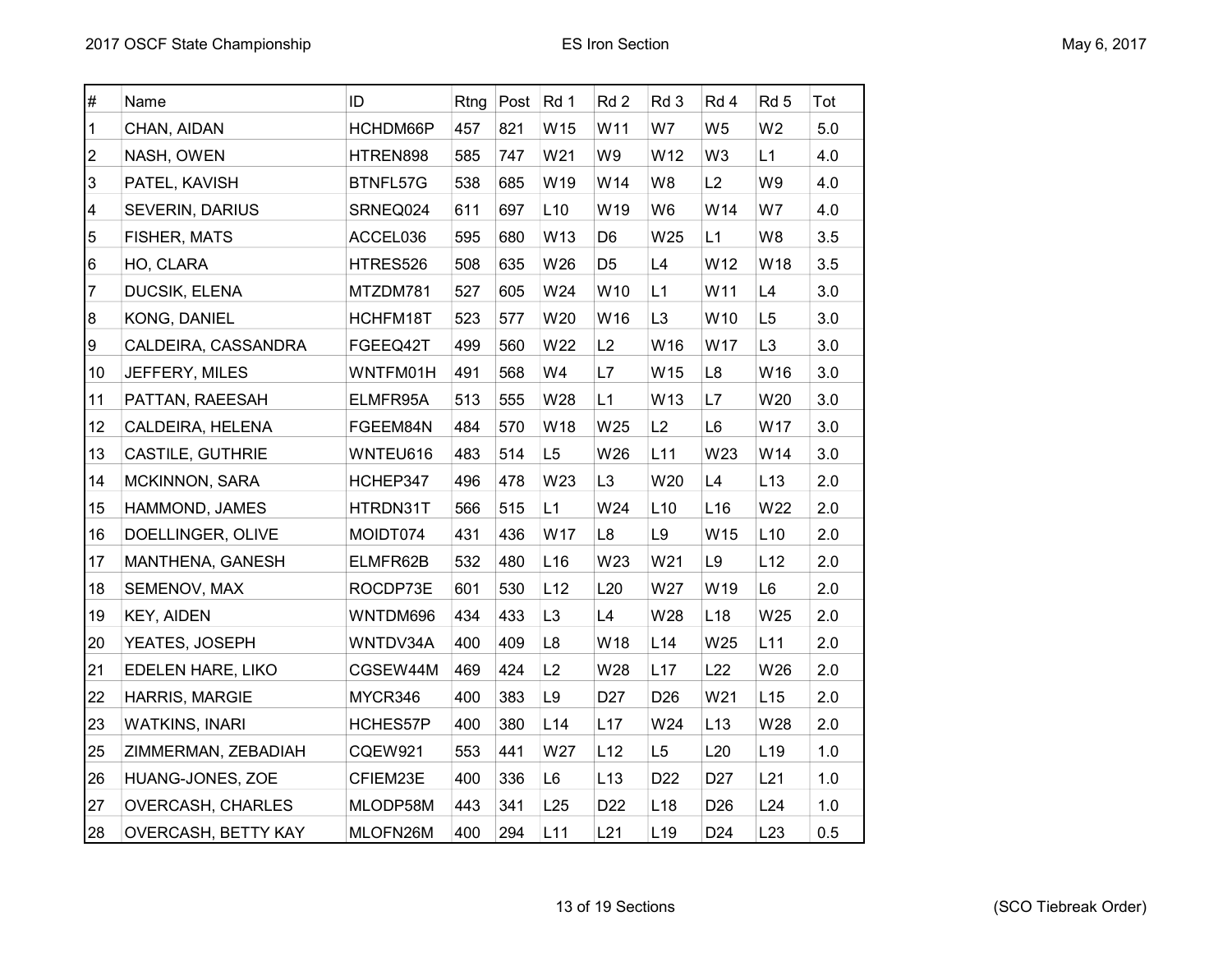2017 OSCF State Championship

ES Iron Section

May 6, 2017

| # | Name | ID | Rtng | Post | Rd 1 | Rd 2 | Rd 3 | Rd 4 | Rd 5 | Tot |
|---|---|---|---|---|---|---|---|---|---|---|
| 1 | CHAN, AIDAN | HCHDM66P | 457 | 821 | W15 | W11 | W7 | W5 | W2 | 5.0 |
| 2 | NASH, OWEN | HTREN898 | 585 | 747 | W21 | W9 | W12 | W3 | L1 | 4.0 |
| 3 | PATEL, KAVISH | BTNFL57G | 538 | 685 | W19 | W14 | W8 | L2 | W9 | 4.0 |
| 4 | SEVERIN, DARIUS | SRNEQ024 | 611 | 697 | L10 | W19 | W6 | W14 | W7 | 4.0 |
| 5 | FISHER, MATS | ACCEL036 | 595 | 680 | W13 | D6 | W25 | L1 | W8 | 3.5 |
| 6 | HO, CLARA | HTRES526 | 508 | 635 | W26 | D5 | L4 | W12 | W18 | 3.5 |
| 7 | DUCSIK, ELENA | MTZDM781 | 527 | 605 | W24 | W10 | L1 | W11 | L4 | 3.0 |
| 8 | KONG, DANIEL | HCHFM18T | 523 | 577 | W20 | W16 | L3 | W10 | L5 | 3.0 |
| 9 | CALDEIRA, CASSANDRA | FGEEQ42T | 499 | 560 | W22 | L2 | W16 | W17 | L3 | 3.0 |
| 10 | JEFFERY, MILES | WNTFM01H | 491 | 568 | W4 | L7 | W15 | L8 | W16 | 3.0 |
| 11 | PATTAN, RAEESAH | ELMFR95A | 513 | 555 | W28 | L1 | W13 | L7 | W20 | 3.0 |
| 12 | CALDEIRA, HELENA | FGEEM84N | 484 | 570 | W18 | W25 | L2 | L6 | W17 | 3.0 |
| 13 | CASTILE, GUTHRIE | WNTEU616 | 483 | 514 | L5 | W26 | L11 | W23 | W14 | 3.0 |
| 14 | MCKINNON, SARA | HCHEP347 | 496 | 478 | W23 | L3 | W20 | L4 | L13 | 2.0 |
| 15 | HAMMOND, JAMES | HTRDN31T | 566 | 515 | L1 | W24 | L10 | L16 | W22 | 2.0 |
| 16 | DOELLINGER, OLIVE | MOIDT074 | 431 | 436 | W17 | L8 | L9 | W15 | L10 | 2.0 |
| 17 | MANTHENA, GANESH | ELMFR62B | 532 | 480 | L16 | W23 | W21 | L9 | L12 | 2.0 |
| 18 | SEMENOV, MAX | ROCDP73E | 601 | 530 | L12 | L20 | W27 | W19 | L6 | 2.0 |
| 19 | KEY, AIDEN | WNTDM696 | 434 | 433 | L3 | L4 | W28 | L18 | W25 | 2.0 |
| 20 | YEATES, JOSEPH | WNTDV34A | 400 | 409 | L8 | W18 | L14 | W25 | L11 | 2.0 |
| 21 | EDELEN HARE, LIKO | CGSEW44M | 469 | 424 | L2 | W28 | L17 | L22 | W26 | 2.0 |
| 22 | HARRIS, MARGIE | MYCR346 | 400 | 383 | L9 | D27 | D26 | W21 | L15 | 2.0 |
| 23 | WATKINS, INARI | HCHES57P | 400 | 380 | L14 | L17 | W24 | L13 | W28 | 2.0 |
| 25 | ZIMMERMAN, ZEBADIAH | CQEW921 | 553 | 441 | W27 | L12 | L5 | L20 | L19 | 1.0 |
| 26 | HUANG-JONES, ZOE | CFIEM23E | 400 | 336 | L6 | L13 | D22 | D27 | L21 | 1.0 |
| 27 | OVERCASH, CHARLES | MLODP58M | 443 | 341 | L25 | D22 | L18 | D26 | L24 | 1.0 |
| 28 | OVERCASH, BETTY KAY | MLOFN26M | 400 | 294 | L11 | L21 | L19 | D24 | L23 | 0.5 |

(SCO Tiebreak Order)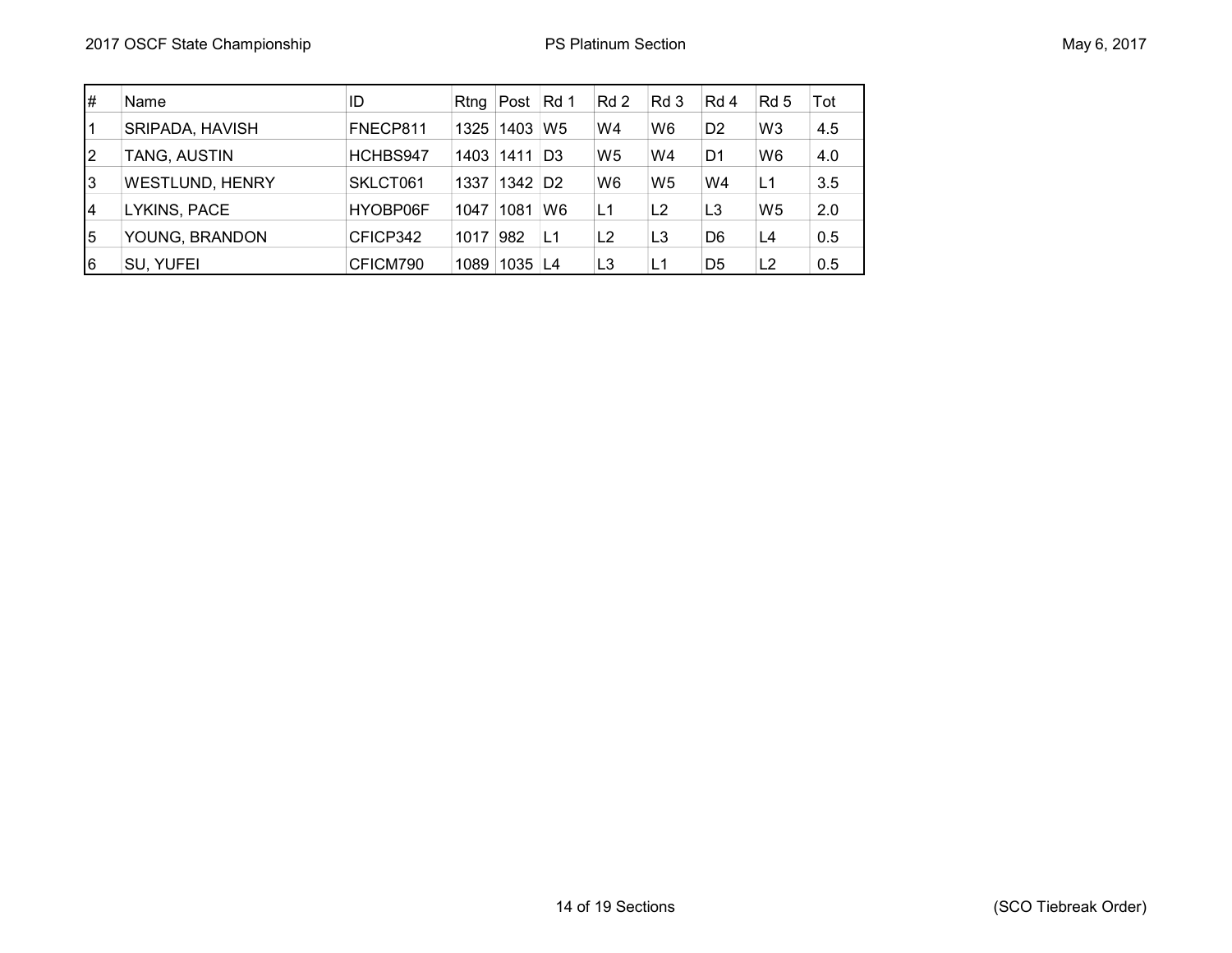| # | Name | ID | Rtng | Post | Rd 1 | Rd 2 | Rd 3 | Rd 4 | Rd 5 | Tot |
|---|---|---|---|---|---|---|---|---|---|---|
| 1 | SRIPADA, HAVISH | FNECP811 | 1325 | 1403 | W5 | W4 | W6 | D2 | W3 | 4.5 |
| 2 | TANG, AUSTIN | HCHBS947 | 1403 | 1411 | D3 | W5 | W4 | D1 | W6 | 4.0 |
| 3 | WESTLUND, HENRY | SKLCT061 | 1337 | 1342 | D2 | W6 | W5 | W4 | L1 | 3.5 |
| 4 | LYKINS, PACE | HYOBP06F | 1047 | 1081 | W6 | L1 | L2 | L3 | W5 | 2.0 |
| 5 | YOUNG, BRANDON | CFICP342 | 1017 | 982 | L1 | L2 | L3 | D6 | L4 | 0.5 |
| 6 | SU, YUFEI | CFICM790 | 1089 | 1035 | L4 | L3 | L1 | D5 | L2 | 0.5 |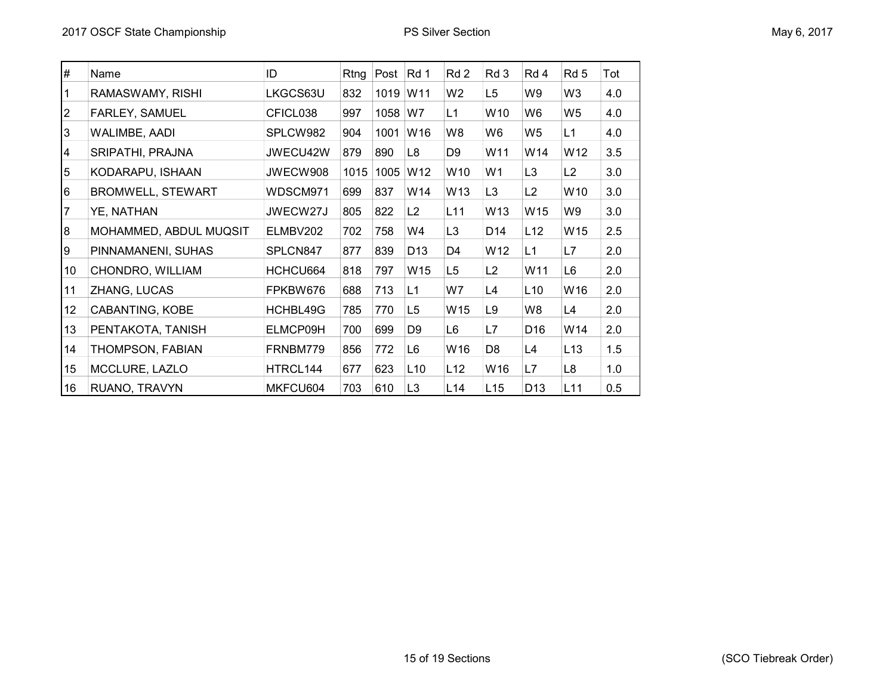| # | Name | ID | Rtng | Post | Rd 1 | Rd 2 | Rd 3 | Rd 4 | Rd 5 | Tot |
|---|---|---|---|---|---|---|---|---|---|---|
| 1 | RAMASWAMY, RISHI | LKGCS63U | 832 | 1019 | W11 | W2 | L5 | W9 | W3 | 4.0 |
| 2 | FARLEY, SAMUEL | CFICL038 | 997 | 1058 | W7 | L1 | W10 | W6 | W5 | 4.0 |
| 3 | WALIMBE, AADI | SPLCW982 | 904 | 1001 | W16 | W8 | W6 | W5 | L1 | 4.0 |
| 4 | SRIPATHI, PRAJNA | JWECU42W | 879 | 890 | L8 | D9 | W11 | W14 | W12 | 3.5 |
| 5 | KODARAPU, ISHAAN | JWECW908 | 1015 | 1005 | W12 | W10 | W1 | L3 | L2 | 3.0 |
| 6 | BROMWELL, STEWART | WDSCM971 | 699 | 837 | W14 | W13 | L3 | L2 | W10 | 3.0 |
| 7 | YE, NATHAN | JWECW27J | 805 | 822 | L2 | L11 | W13 | W15 | W9 | 3.0 |
| 8 | MOHAMMED, ABDUL MUQSIT | ELMBV202 | 702 | 758 | W4 | L3 | D14 | L12 | W15 | 2.5 |
| 9 | PINNAMANENI, SUHAS | SPLCN847 | 877 | 839 | D13 | D4 | W12 | L1 | L7 | 2.0 |
| 10 | CHONDRO, WILLIAM | HCHCU664 | 818 | 797 | W15 | L5 | L2 | W11 | L6 | 2.0 |
| 11 | ZHANG, LUCAS | FPKBW676 | 688 | 713 | L1 | W7 | L4 | L10 | W16 | 2.0 |
| 12 | CABANTING, KOBE | HCHBL49G | 785 | 770 | L5 | W15 | L9 | W8 | L4 | 2.0 |
| 13 | PENTAKOTA, TANISH | ELMCP09H | 700 | 699 | D9 | L6 | L7 | D16 | W14 | 2.0 |
| 14 | THOMPSON, FABIAN | FRNBM779 | 856 | 772 | L6 | W16 | D8 | L4 | L13 | 1.5 |
| 15 | MCCLURE, LAZLO | HTRCL144 | 677 | 623 | L10 | L12 | W16 | L7 | L8 | 1.0 |
| 16 | RUANO, TRAVYN | MKFCU604 | 703 | 610 | L3 | L14 | L15 | D13 | L11 | 0.5 |

(SCO Tiebreak Order)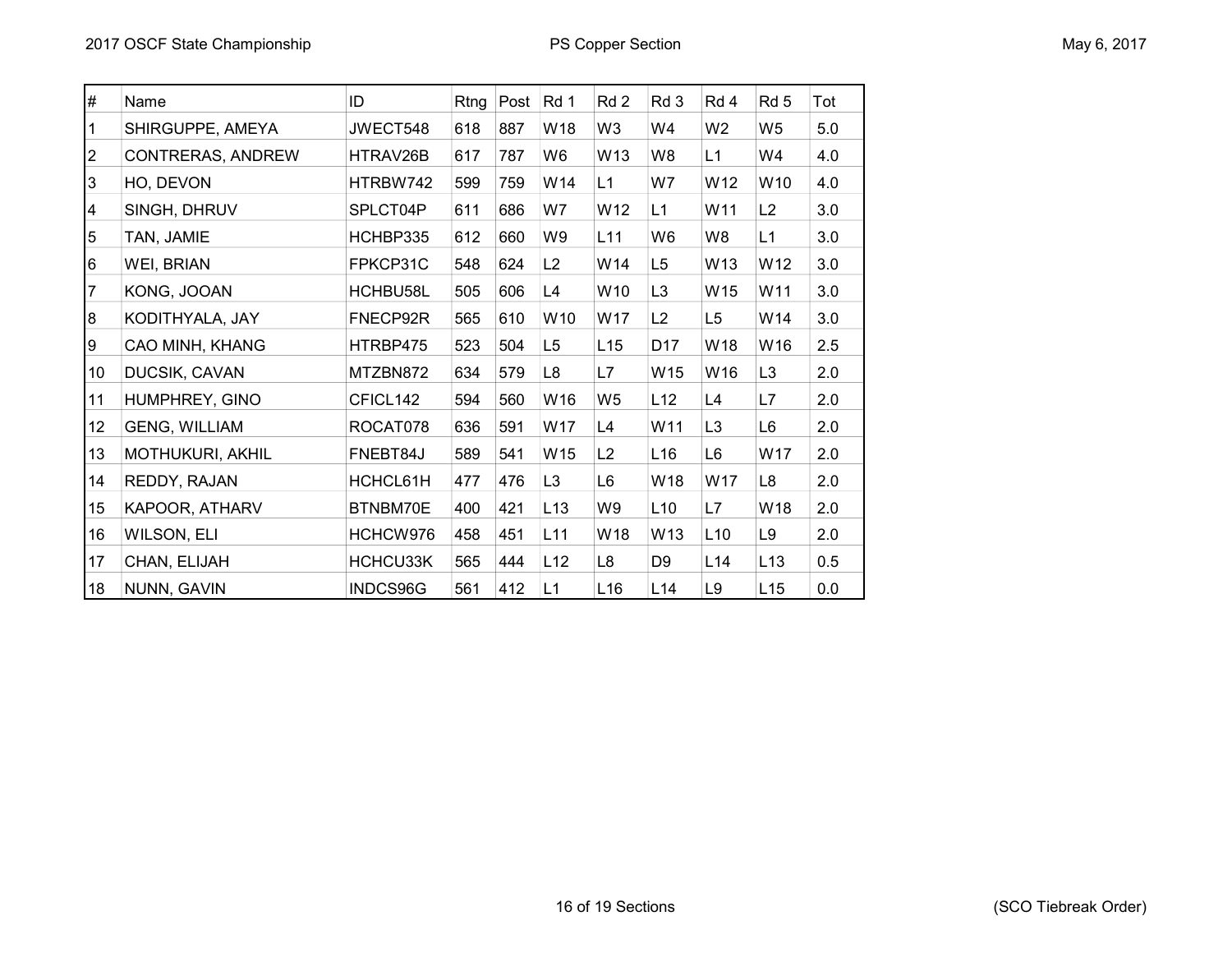| # | Name | ID | Rtng | Post | Rd 1 | Rd 2 | Rd 3 | Rd 4 | Rd 5 | Tot |
|---|---|---|---|---|---|---|---|---|---|---|
| 1 | SHIRGUPPE, AMEYA | JWECT548 | 618 | 887 | W18 | W3 | W4 | W2 | W5 | 5.0 |
| 2 | CONTRERAS, ANDREW | HTRAV26B | 617 | 787 | W6 | W13 | W8 | L1 | W4 | 4.0 |
| 3 | HO, DEVON | HTRBW742 | 599 | 759 | W14 | L1 | W7 | W12 | W10 | 4.0 |
| 4 | SINGH, DHRUV | SPLCT04P | 611 | 686 | W7 | W12 | L1 | W11 | L2 | 3.0 |
| 5 | TAN, JAMIE | HCHBP335 | 612 | 660 | W9 | L11 | W6 | W8 | L1 | 3.0 |
| 6 | WEI, BRIAN | FPKCP31C | 548 | 624 | L2 | W14 | L5 | W13 | W12 | 3.0 |
| 7 | KONG, JOOAN | HCHBU58L | 505 | 606 | L4 | W10 | L3 | W15 | W11 | 3.0 |
| 8 | KODITHYALA, JAY | FNECP92R | 565 | 610 | W10 | W17 | L2 | L5 | W14 | 3.0 |
| 9 | CAO MINH, KHANG | HTRBP475 | 523 | 504 | L5 | L15 | D17 | W18 | W16 | 2.5 |
| 10 | DUCSIK, CAVAN | MTZBN872 | 634 | 579 | L8 | L7 | W15 | W16 | L3 | 2.0 |
| 11 | HUMPHREY, GINO | CFICL142 | 594 | 560 | W16 | W5 | L12 | L4 | L7 | 2.0 |
| 12 | GENG, WILLIAM | ROCAT078 | 636 | 591 | W17 | L4 | W11 | L3 | L6 | 2.0 |
| 13 | MOTHUKURI, AKHIL | FNEBT84J | 589 | 541 | W15 | L2 | L16 | L6 | W17 | 2.0 |
| 14 | REDDY, RAJAN | HCHCL61H | 477 | 476 | L3 | L6 | W18 | W17 | L8 | 2.0 |
| 15 | KAPOOR, ATHARV | BTNBM70E | 400 | 421 | L13 | W9 | L10 | L7 | W18 | 2.0 |
| 16 | WILSON, ELI | HCHCW976 | 458 | 451 | L11 | W18 | W13 | L10 | L9 | 2.0 |
| 17 | CHAN, ELIJAH | HCHCU33K | 565 | 444 | L12 | L8 | D9 | L14 | L13 | 0.5 |
| 18 | NUNN, GAVIN | INDCS96G | 561 | 412 | L1 | L16 | L14 | L9 | L15 | 0.0 |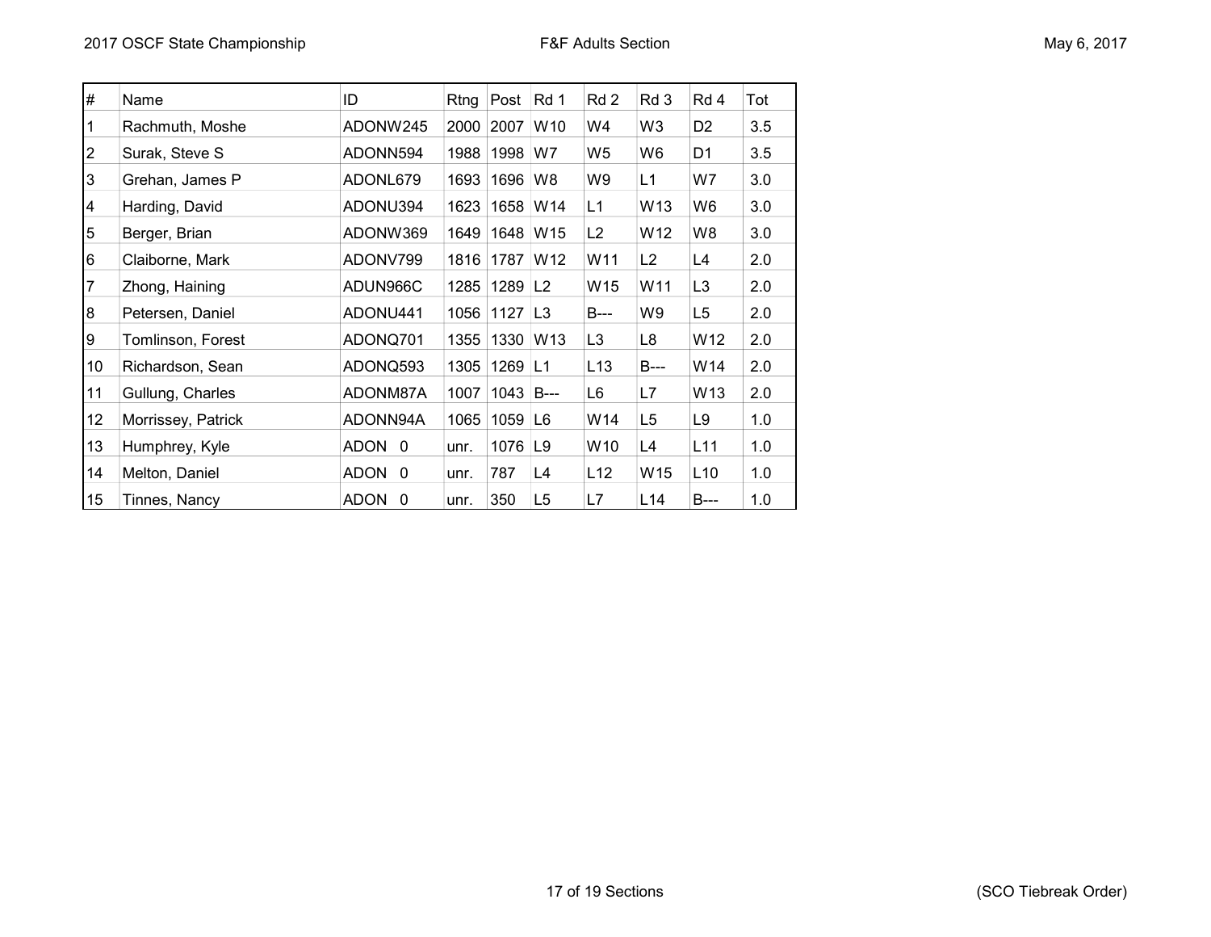| # | Name | ID | Rtng | Post | Rd 1 | Rd 2 | Rd 3 | Rd 4 | Tot |
|---|---|---|---|---|---|---|---|---|---|
| 1 | Rachmuth, Moshe | ADONW245 | 2000 | 2007 | W10 | W4 | W3 | D2 | 3.5 |
| 2 | Surak, Steve S | ADONN594 | 1988 | 1998 | W7 | W5 | W6 | D1 | 3.5 |
| 3 | Grehan, James P | ADONL679 | 1693 | 1696 | W8 | W9 | L1 | W7 | 3.0 |
| 4 | Harding, David | ADONU394 | 1623 | 1658 | W14 | L1 | W13 | W6 | 3.0 |
| 5 | Berger, Brian | ADONW369 | 1649 | 1648 | W15 | L2 | W12 | W8 | 3.0 |
| 6 | Claiborne, Mark | ADONV799 | 1816 | 1787 | W12 | W11 | L2 | L4 | 2.0 |
| 7 | Zhong, Haining | ADUN966C | 1285 | 1289 | L2 | W15 | W11 | L3 | 2.0 |
| 8 | Petersen, Daniel | ADONU441 | 1056 | 1127 | L3 | B--- | W9 | L5 | 2.0 |
| 9 | Tomlinson, Forest | ADONQ701 | 1355 | 1330 | W13 | L3 | L8 | W12 | 2.0 |
| 10 | Richardson, Sean | ADONQ593 | 1305 | 1269 | L1 | L13 | B--- | W14 | 2.0 |
| 11 | Gullung, Charles | ADONM87A | 1007 | 1043 | B--- | L6 | L7 | W13 | 2.0 |
| 12 | Morrissey, Patrick | ADONN94A | 1065 | 1059 | L6 | W14 | L5 | L9 | 1.0 |
| 13 | Humphrey, Kyle | ADON 0 | unr. | 1076 | L9 | W10 | L4 | L11 | 1.0 |
| 14 | Melton, Daniel | ADON 0 | unr. | 787 | L4 | L12 | W15 | L10 | 1.0 |
| 15 | Tinnes, Nancy | ADON 0 | unr. | 350 | L5 | L7 | L14 | B--- | 1.0 |

(SCO Tiebreak Order)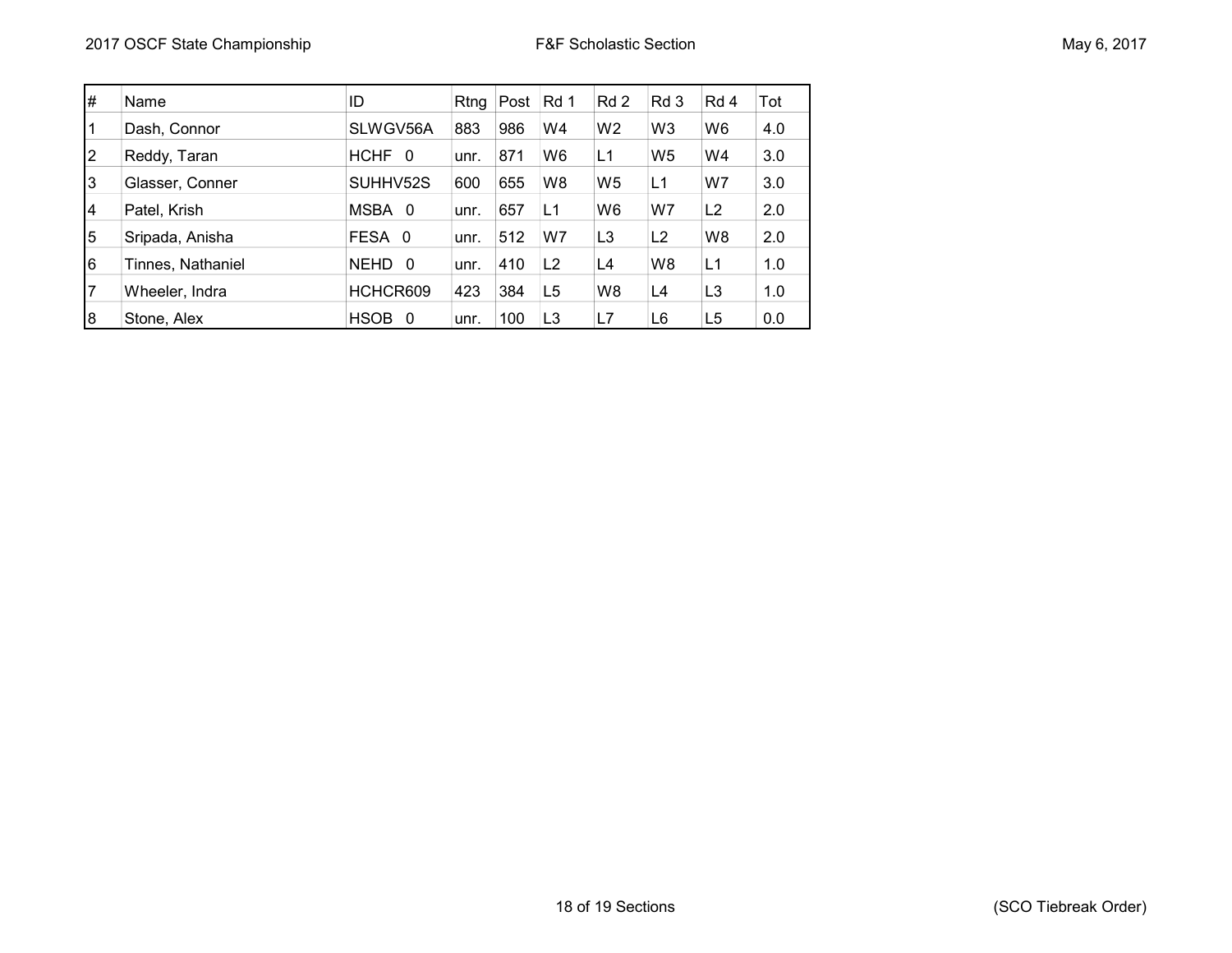| # | Name | ID | Rtng | Post | Rd 1 | Rd 2 | Rd 3 | Rd 4 | Tot |
|---|---|---|---|---|---|---|---|---|---|
| 1 | Dash, Connor | SLWGV56A | 883 | 986 | W4 | W2 | W3 | W6 | 4.0 |
| 2 | Reddy, Taran | HCHF 0 | unr. | 871 | W6 | L1 | W5 | W4 | 3.0 |
| 3 | Glasser, Conner | SUHHV52S | 600 | 655 | W8 | W5 | L1 | W7 | 3.0 |
| 4 | Patel, Krish | MSBA 0 | unr. | 657 | L1 | W6 | W7 | L2 | 2.0 |
| 5 | Sripada, Anisha | FESA 0 | unr. | 512 | W7 | L3 | L2 | W8 | 2.0 |
| 6 | Tinnes, Nathaniel | NEHD 0 | unr. | 410 | L2 | L4 | W8 | L1 | 1.0 |
| 7 | Wheeler, Indra | HCHCR609 | 423 | 384 | L5 | W8 | L4 | L3 | 1.0 |
| 8 | Stone, Alex | HSOB 0 | unr. | 100 | L3 | L7 | L6 | L5 | 0.0 |

(SCO Tiebreak Order)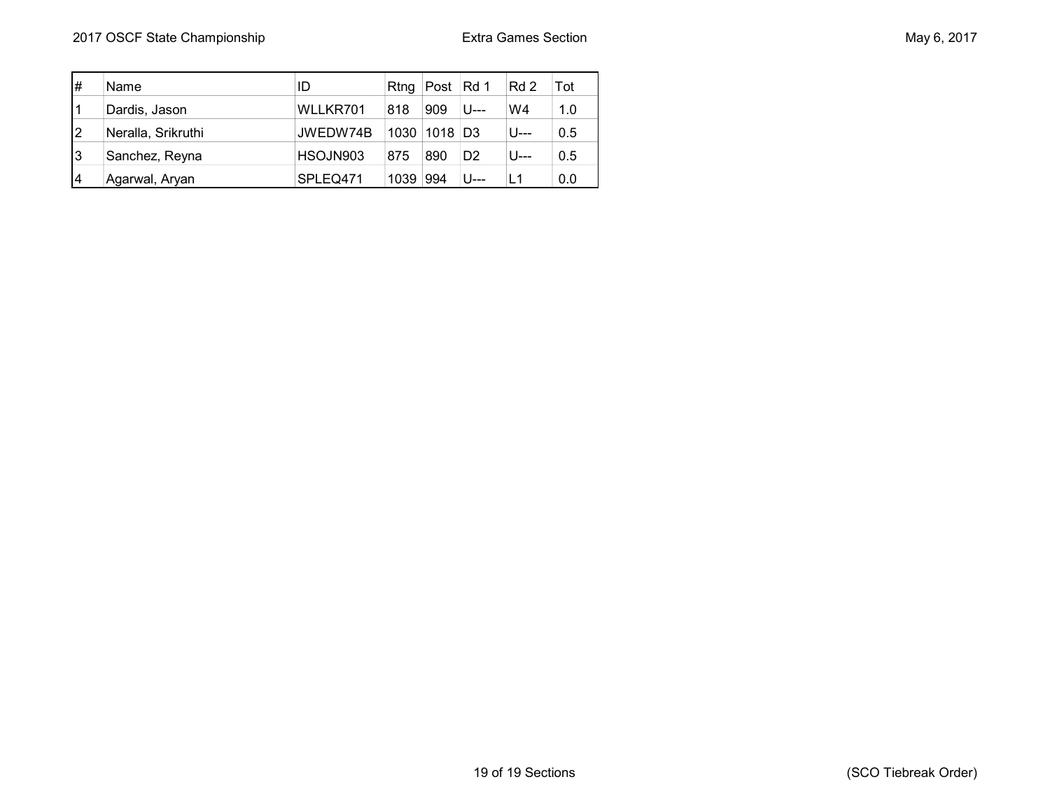| # | Name | ID | Rtng | Post | Rd 1 | Rd 2 | Tot |
|---|---|---|---|---|---|---|---|
| 1 | Dardis, Jason | WLLKR701 | 818 | 909 | U--- | W4 | 1.0 |
| 2 | Neralla, Srikruthi | JWEDW74B | 1030 | 1018 | D3 | U--- | 0.5 |
| 3 | Sanchez, Reyna | HSOJN903 | 875 | 890 | D2 | U--- | 0.5 |
| 4 | Agarwal, Aryan | SPLEQ471 | 1039 | 994 | U--- | L1 | 0.0 |